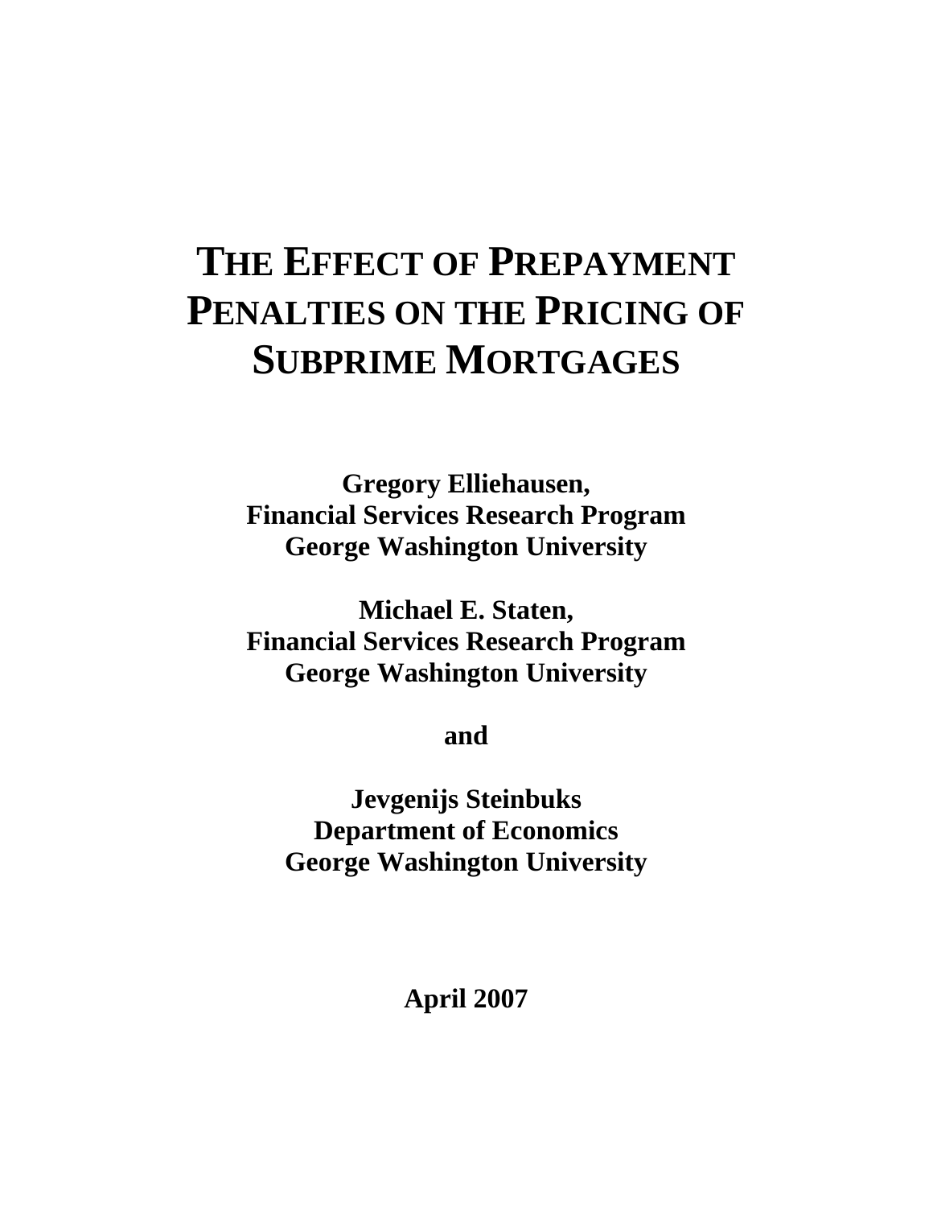# The Effect of Prepayment Penalties on the Pricing of Subprime Mortgages

**Gregory Elliehausen,**
**Financial Services Research Program**
**George Washington University**

**Michael E. Staten,**
**Financial Services Research Program**
**George Washington University**

**and**

**Jevgenijs Steinbuks**
**Department of Economics**
**George Washington University**

**April 2007**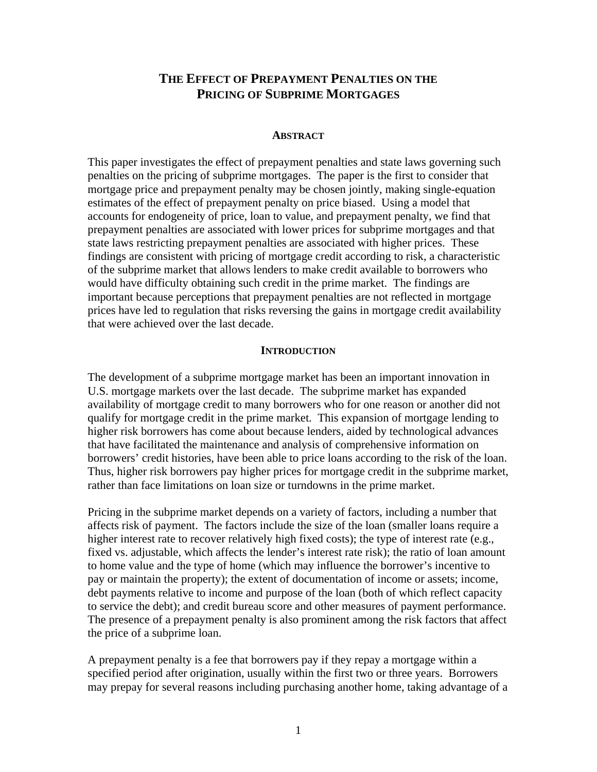# THE EFFECT OF PREPAYMENT PENALTIES ON THE PRICING OF SUBPRIME MORTGAGES

## ABSTRACT

This paper investigates the effect of prepayment penalties and state laws governing such penalties on the pricing of subprime mortgages. The paper is the first to consider that mortgage price and prepayment penalty may be chosen jointly, making single-equation estimates of the effect of prepayment penalty on price biased. Using a model that accounts for endogeneity of price, loan to value, and prepayment penalty, we find that prepayment penalties are associated with lower prices for subprime mortgages and that state laws restricting prepayment penalties are associated with higher prices. These findings are consistent with pricing of mortgage credit according to risk, a characteristic of the subprime market that allows lenders to make credit available to borrowers who would have difficulty obtaining such credit in the prime market. The findings are important because perceptions that prepayment penalties are not reflected in mortgage prices have led to regulation that risks reversing the gains in mortgage credit availability that were achieved over the last decade.

## INTRODUCTION

The development of a subprime mortgage market has been an important innovation in U.S. mortgage markets over the last decade. The subprime market has expanded availability of mortgage credit to many borrowers who for one reason or another did not qualify for mortgage credit in the prime market. This expansion of mortgage lending to higher risk borrowers has come about because lenders, aided by technological advances that have facilitated the maintenance and analysis of comprehensive information on borrowers' credit histories, have been able to price loans according to the risk of the loan. Thus, higher risk borrowers pay higher prices for mortgage credit in the subprime market, rather than face limitations on loan size or turndowns in the prime market.

Pricing in the subprime market depends on a variety of factors, including a number that affects risk of payment. The factors include the size of the loan (smaller loans require a higher interest rate to recover relatively high fixed costs); the type of interest rate (e.g., fixed vs. adjustable, which affects the lender's interest rate risk); the ratio of loan amount to home value and the type of home (which may influence the borrower's incentive to pay or maintain the property); the extent of documentation of income or assets; income, debt payments relative to income and purpose of the loan (both of which reflect capacity to service the debt); and credit bureau score and other measures of payment performance. The presence of a prepayment penalty is also prominent among the risk factors that affect the price of a subprime loan.

A prepayment penalty is a fee that borrowers pay if they repay a mortgage within a specified period after origination, usually within the first two or three years. Borrowers may prepay for several reasons including purchasing another home, taking advantage of a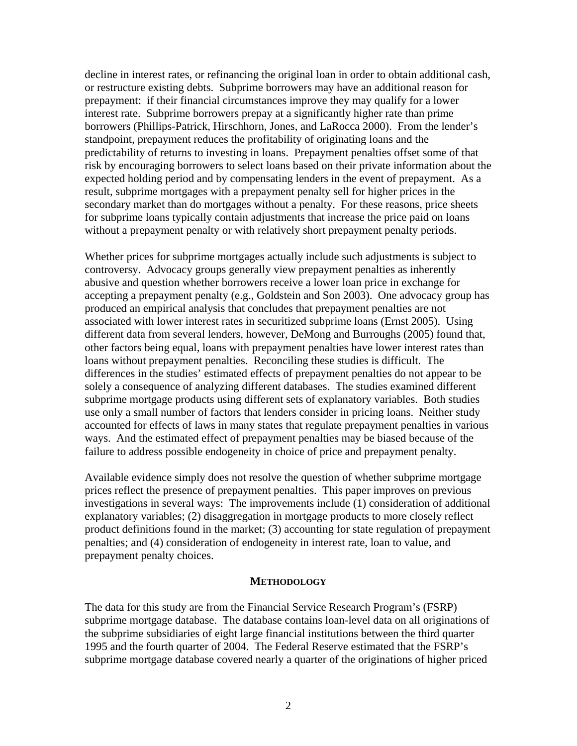decline in interest rates, or refinancing the original loan in order to obtain additional cash, or restructure existing debts. Subprime borrowers may have an additional reason for prepayment: if their financial circumstances improve they may qualify for a lower interest rate. Subprime borrowers prepay at a significantly higher rate than prime borrowers (Phillips-Patrick, Hirschhorn, Jones, and LaRocca 2000). From the lender's standpoint, prepayment reduces the profitability of originating loans and the predictability of returns to investing in loans. Prepayment penalties offset some of that risk by encouraging borrowers to select loans based on their private information about the expected holding period and by compensating lenders in the event of prepayment. As a result, subprime mortgages with a prepayment penalty sell for higher prices in the secondary market than do mortgages without a penalty. For these reasons, price sheets for subprime loans typically contain adjustments that increase the price paid on loans without a prepayment penalty or with relatively short prepayment penalty periods.

Whether prices for subprime mortgages actually include such adjustments is subject to controversy. Advocacy groups generally view prepayment penalties as inherently abusive and question whether borrowers receive a lower loan price in exchange for accepting a prepayment penalty (e.g., Goldstein and Son 2003). One advocacy group has produced an empirical analysis that concludes that prepayment penalties are not associated with lower interest rates in securitized subprime loans (Ernst 2005). Using different data from several lenders, however, DeMong and Burroughs (2005) found that, other factors being equal, loans with prepayment penalties have lower interest rates than loans without prepayment penalties. Reconciling these studies is difficult. The differences in the studies' estimated effects of prepayment penalties do not appear to be solely a consequence of analyzing different databases. The studies examined different subprime mortgage products using different sets of explanatory variables. Both studies use only a small number of factors that lenders consider in pricing loans. Neither study accounted for effects of laws in many states that regulate prepayment penalties in various ways. And the estimated effect of prepayment penalties may be biased because of the failure to address possible endogeneity in choice of price and prepayment penalty.

Available evidence simply does not resolve the question of whether subprime mortgage prices reflect the presence of prepayment penalties. This paper improves on previous investigations in several ways: The improvements include (1) consideration of additional explanatory variables; (2) disaggregation in mortgage products to more closely reflect product definitions found in the market; (3) accounting for state regulation of prepayment penalties; and (4) consideration of endogeneity in interest rate, loan to value, and prepayment penalty choices.

## METHODOLOGY

The data for this study are from the Financial Service Research Program's (FSRP) subprime mortgage database. The database contains loan-level data on all originations of the subprime subsidiaries of eight large financial institutions between the third quarter 1995 and the fourth quarter of 2004. The Federal Reserve estimated that the FSRP's subprime mortgage database covered nearly a quarter of the originations of higher priced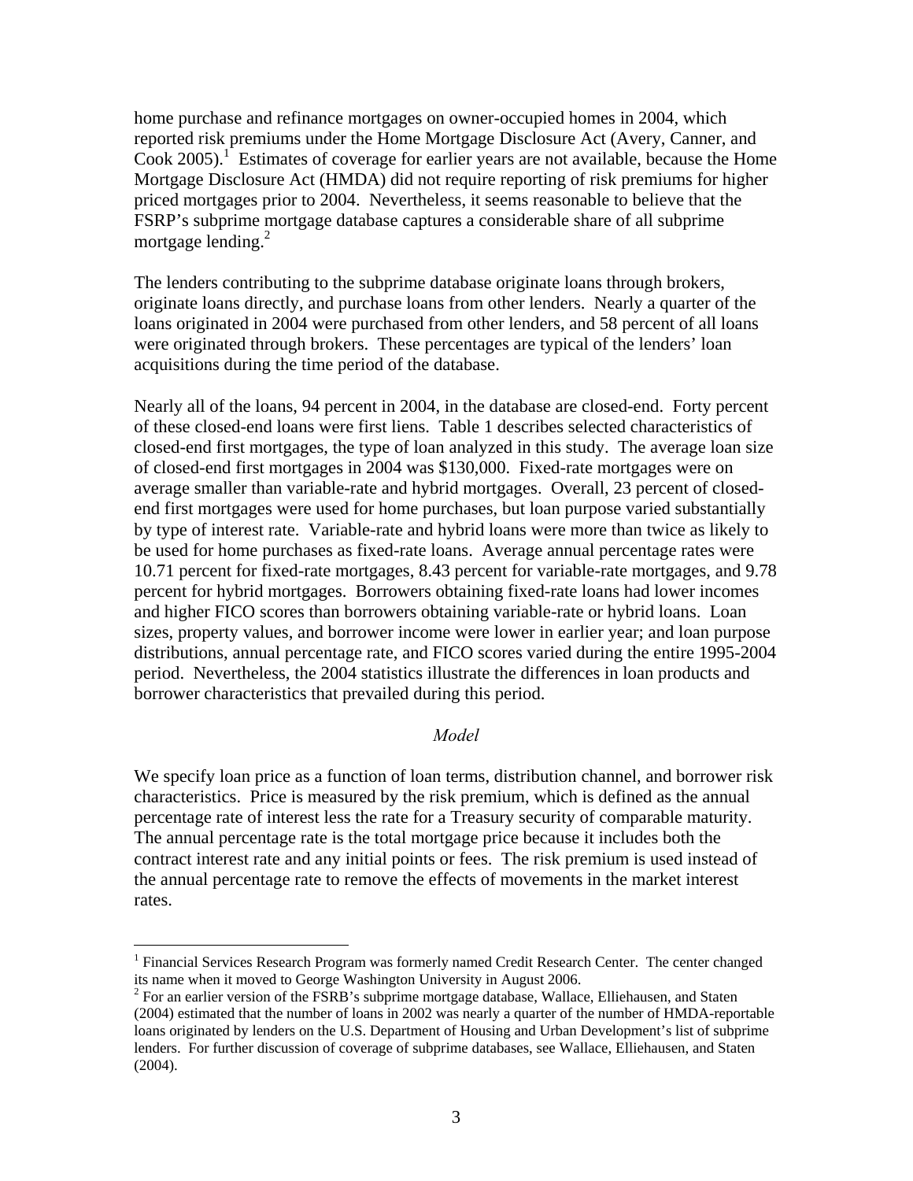home purchase and refinance mortgages on owner-occupied homes in 2004, which reported risk premiums under the Home Mortgage Disclosure Act (Avery, Canner, and Cook 2005).[1] Estimates of coverage for earlier years are not available, because the Home Mortgage Disclosure Act (HMDA) did not require reporting of risk premiums for higher priced mortgages prior to 2004. Nevertheless, it seems reasonable to believe that the FSRP's subprime mortgage database captures a considerable share of all subprime mortgage lending.[2]

The lenders contributing to the subprime database originate loans through brokers, originate loans directly, and purchase loans from other lenders. Nearly a quarter of the loans originated in 2004 were purchased from other lenders, and 58 percent of all loans were originated through brokers. These percentages are typical of the lenders' loan acquisitions during the time period of the database.

Nearly all of the loans, 94 percent in 2004, in the database are closed-end. Forty percent of these closed-end loans were first liens. Table 1 describes selected characteristics of closed-end first mortgages, the type of loan analyzed in this study. The average loan size of closed-end first mortgages in 2004 was $130,000. Fixed-rate mortgages were on average smaller than variable-rate and hybrid mortgages. Overall, 23 percent of closed-end first mortgages were used for home purchases, but loan purpose varied substantially by type of interest rate. Variable-rate and hybrid loans were more than twice as likely to be used for home purchases as fixed-rate loans. Average annual percentage rates were 10.71 percent for fixed-rate mortgages, 8.43 percent for variable-rate mortgages, and 9.78 percent for hybrid mortgages. Borrowers obtaining fixed-rate loans had lower incomes and higher FICO scores than borrowers obtaining variable-rate or hybrid loans. Loan sizes, property values, and borrower income were lower in earlier year; and loan purpose distributions, annual percentage rate, and FICO scores varied during the entire 1995-2004 period. Nevertheless, the 2004 statistics illustrate the differences in loan products and borrower characteristics that prevailed during this period.

### *Model*

We specify loan price as a function of loan terms, distribution channel, and borrower risk characteristics. Price is measured by the risk premium, which is defined as the annual percentage rate of interest less the rate for a Treasury security of comparable maturity. The annual percentage rate is the total mortgage price because it includes both the contract interest rate and any initial points or fees. The risk premium is used instead of the annual percentage rate to remove the effects of movements in the market interest rates.

---

[1] Financial Services Research Program was formerly named Credit Research Center. The center changed its name when it moved to George Washington University in August 2006.

[2] For an earlier version of the FSRB's subprime mortgage database, Wallace, Elliehausen, and Staten (2004) estimated that the number of loans in 2002 was nearly a quarter of the number of HMDA-reportable loans originated by lenders on the U.S. Department of Housing and Urban Development's list of subprime lenders. For further discussion of coverage of subprime databases, see Wallace, Elliehausen, and Staten (2004).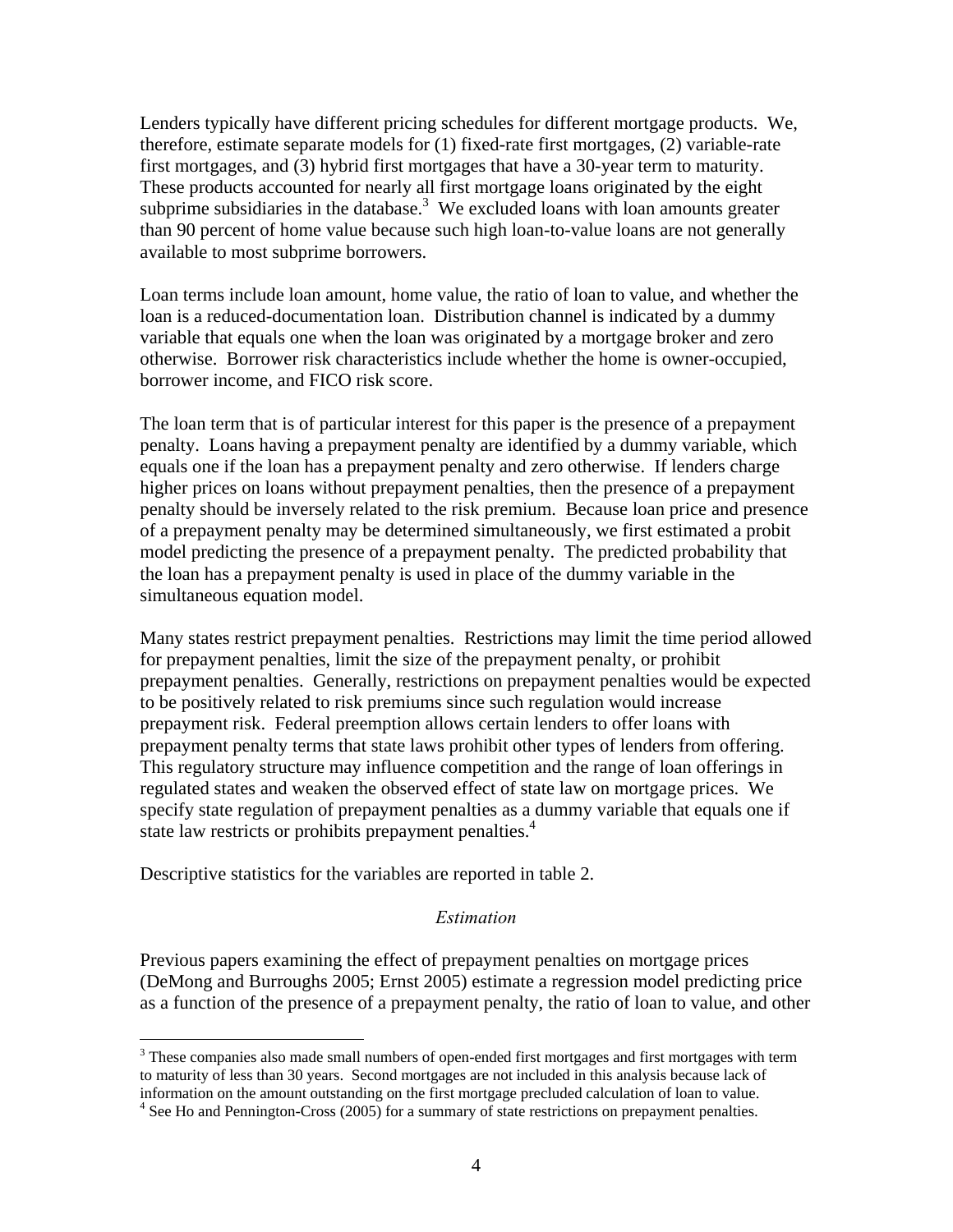Lenders typically have different pricing schedules for different mortgage products. We, therefore, estimate separate models for (1) fixed-rate first mortgages, (2) variable-rate first mortgages, and (3) hybrid first mortgages that have a 30-year term to maturity. These products accounted for nearly all first mortgage loans originated by the eight subprime subsidiaries in the database.[3] We excluded loans with loan amounts greater than 90 percent of home value because such high loan-to-value loans are not generally available to most subprime borrowers.

Loan terms include loan amount, home value, the ratio of loan to value, and whether the loan is a reduced-documentation loan. Distribution channel is indicated by a dummy variable that equals one when the loan was originated by a mortgage broker and zero otherwise. Borrower risk characteristics include whether the home is owner-occupied, borrower income, and FICO risk score.

The loan term that is of particular interest for this paper is the presence of a prepayment penalty. Loans having a prepayment penalty are identified by a dummy variable, which equals one if the loan has a prepayment penalty and zero otherwise. If lenders charge higher prices on loans without prepayment penalties, then the presence of a prepayment penalty should be inversely related to the risk premium. Because loan price and presence of a prepayment penalty may be determined simultaneously, we first estimated a probit model predicting the presence of a prepayment penalty. The predicted probability that the loan has a prepayment penalty is used in place of the dummy variable in the simultaneous equation model.

Many states restrict prepayment penalties. Restrictions may limit the time period allowed for prepayment penalties, limit the size of the prepayment penalty, or prohibit prepayment penalties. Generally, restrictions on prepayment penalties would be expected to be positively related to risk premiums since such regulation would increase prepayment risk. Federal preemption allows certain lenders to offer loans with prepayment penalty terms that state laws prohibit other types of lenders from offering. This regulatory structure may influence competition and the range of loan offerings in regulated states and weaken the observed effect of state law on mortgage prices. We specify state regulation of prepayment penalties as a dummy variable that equals one if state law restricts or prohibits prepayment penalties.[4]

Descriptive statistics for the variables are reported in table 2.

*Estimation*

Previous papers examining the effect of prepayment penalties on mortgage prices (DeMong and Burroughs 2005; Ernst 2005) estimate a regression model predicting price as a function of the presence of a prepayment penalty, the ratio of loan to value, and other

---

[3] These companies also made small numbers of open-ended first mortgages and first mortgages with term to maturity of less than 30 years. Second mortgages are not included in this analysis because lack of information on the amount outstanding on the first mortgage precluded calculation of loan to value.

[4] See Ho and Pennington-Cross (2005) for a summary of state restrictions on prepayment penalties.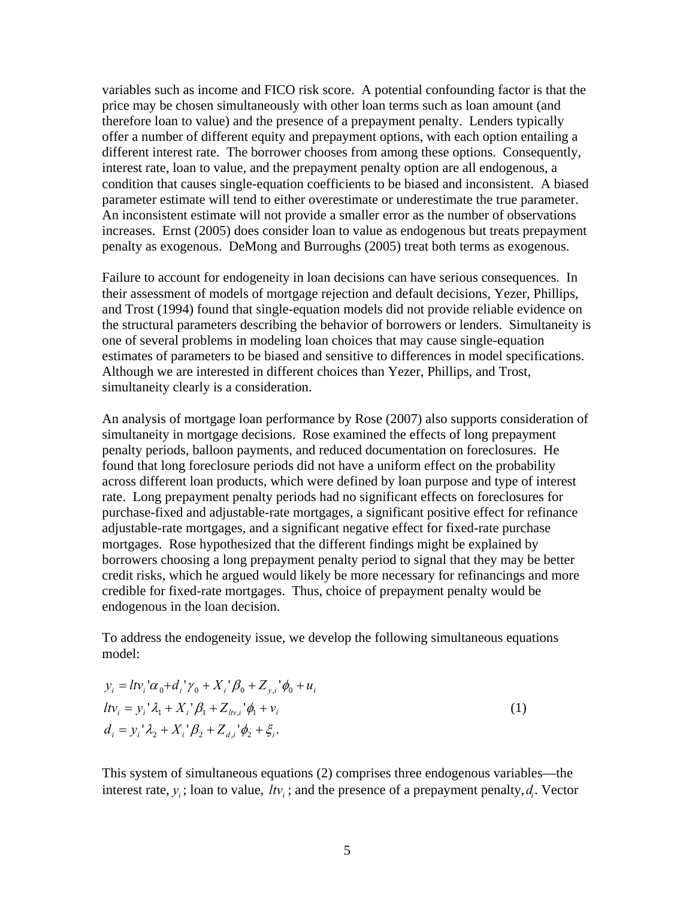variables such as income and FICO risk score. A potential confounding factor is that the price may be chosen simultaneously with other loan terms such as loan amount (and therefore loan to value) and the presence of a prepayment penalty. Lenders typically offer a number of different equity and prepayment options, with each option entailing a different interest rate. The borrower chooses from among these options. Consequently, interest rate, loan to value, and the prepayment penalty option are all endogenous, a condition that causes single-equation coefficients to be biased and inconsistent. A biased parameter estimate will tend to either overestimate or underestimate the true parameter. An inconsistent estimate will not provide a smaller error as the number of observations increases. Ernst (2005) does consider loan to value as endogenous but treats prepayment penalty as exogenous. DeMong and Burroughs (2005) treat both terms as exogenous.

Failure to account for endogeneity in loan decisions can have serious consequences. In their assessment of models of mortgage rejection and default decisions, Yezer, Phillips, and Trost (1994) found that single-equation models did not provide reliable evidence on the structural parameters describing the behavior of borrowers or lenders. Simultaneity is one of several problems in modeling loan choices that may cause single-equation estimates of parameters to be biased and sensitive to differences in model specifications. Although we are interested in different choices than Yezer, Phillips, and Trost, simultaneity clearly is a consideration.

An analysis of mortgage loan performance by Rose (2007) also supports consideration of simultaneity in mortgage decisions. Rose examined the effects of long prepayment penalty periods, balloon payments, and reduced documentation on foreclosures. He found that long foreclosure periods did not have a uniform effect on the probability across different loan products, which were defined by loan purpose and type of interest rate. Long prepayment penalty periods had no significant effects on foreclosures for purchase-fixed and adjustable-rate mortgages, a significant positive effect for refinance adjustable-rate mortgages, and a significant negative effect for fixed-rate purchase mortgages. Rose hypothesized that the different findings might be explained by borrowers choosing a long prepayment penalty period to signal that they may be better credit risks, which he argued would likely be more necessary for refinancings and more credible for fixed-rate mortgages. Thus, choice of prepayment penalty would be endogenous in the loan decision.

To address the endogeneity issue, we develop the following simultaneous equations model:

$$
\begin{aligned}
y_i &= ltv_i'\alpha_0 + d_i'\gamma_0 + X_i'\beta_0 + Z_{y,i}'\phi_0 + u_i \\
ltv_i &= y_i'\lambda_1 + X_i'\beta_1 + Z_{ltv,i}'\phi_1 + v_i \\
d_i &= y_i'\lambda_2 + X_i'\beta_2 + Z_{d,i}'\phi_2 + \xi_i.
\end{aligned}
\tag{1}
$$

This system of simultaneous equations (2) comprises three endogenous variables—the interest rate, $y_i$; loan to value, $ltv_i$; and the presence of a prepayment penalty, $d_i$. Vector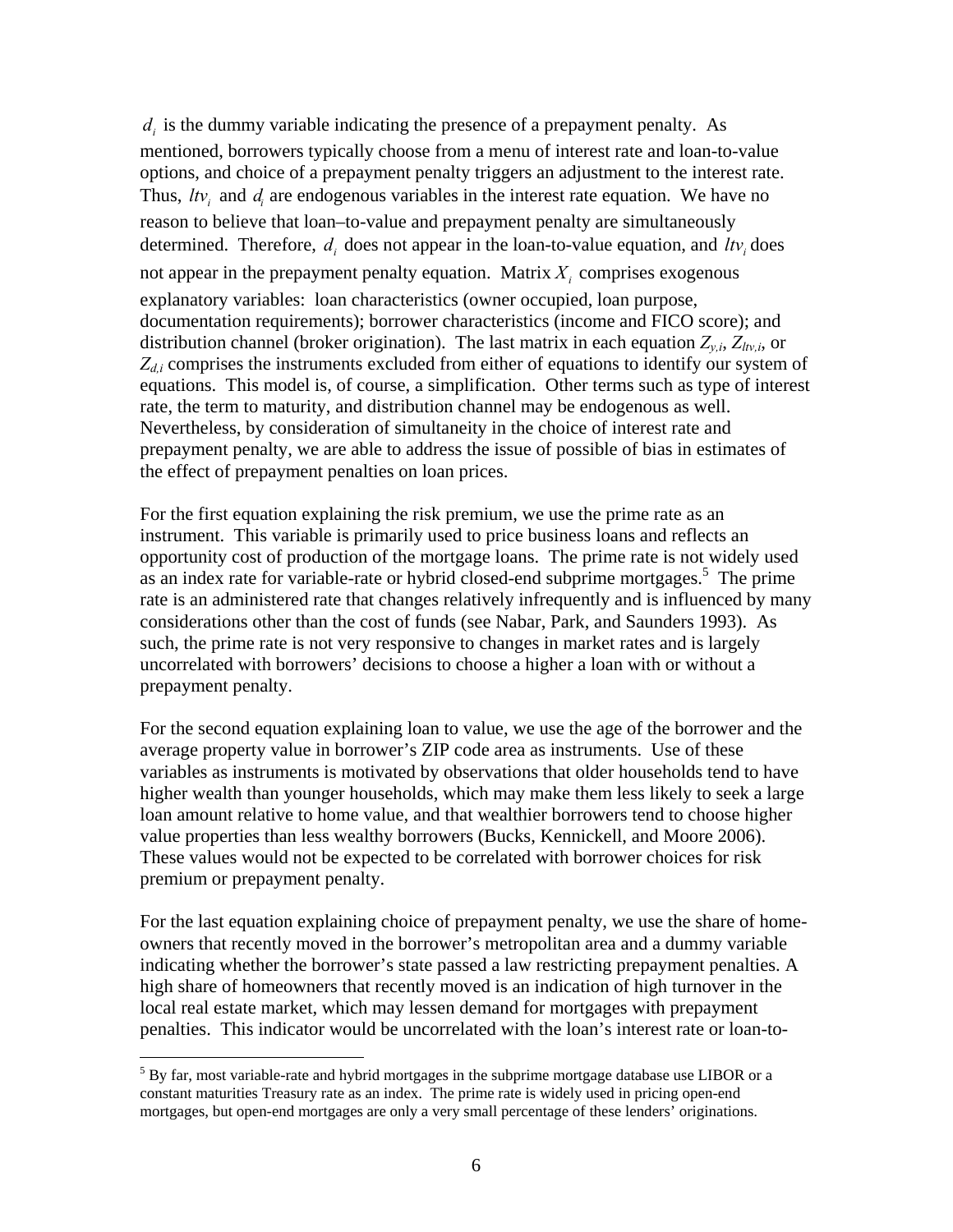$d_i$ is the dummy variable indicating the presence of a prepayment penalty. As mentioned, borrowers typically choose from a menu of interest rate and loan-to-value options, and choice of a prepayment penalty triggers an adjustment to the interest rate. Thus, $ltv_i$ and $d_i$ are endogenous variables in the interest rate equation. We have no reason to believe that loan–to-value and prepayment penalty are simultaneously determined. Therefore, $d_i$ does not appear in the loan-to-value equation, and $ltv_i$ does not appear in the prepayment penalty equation. Matrix $X_i$ comprises exogenous explanatory variables: loan characteristics (owner occupied, loan purpose, documentation requirements); borrower characteristics (income and FICO score); and distribution channel (broker origination). The last matrix in each equation $Z_{y,i}$, $Z_{ltv,i}$, or $Z_{d,i}$ comprises the instruments excluded from either of equations to identify our system of equations. This model is, of course, a simplification. Other terms such as type of interest rate, the term to maturity, and distribution channel may be endogenous as well. Nevertheless, by consideration of simultaneity in the choice of interest rate and prepayment penalty, we are able to address the issue of possible of bias in estimates of the effect of prepayment penalties on loan prices.

For the first equation explaining the risk premium, we use the prime rate as an instrument. This variable is primarily used to price business loans and reflects an opportunity cost of production of the mortgage loans. The prime rate is not widely used as an index rate for variable-rate or hybrid closed-end subprime mortgages.[5] The prime rate is an administered rate that changes relatively infrequently and is influenced by many considerations other than the cost of funds (see Nabar, Park, and Saunders 1993). As such, the prime rate is not very responsive to changes in market rates and is largely uncorrelated with borrowers' decisions to choose a higher a loan with or without a prepayment penalty.

For the second equation explaining loan to value, we use the age of the borrower and the average property value in borrower's ZIP code area as instruments. Use of these variables as instruments is motivated by observations that older households tend to have higher wealth than younger households, which may make them less likely to seek a large loan amount relative to home value, and that wealthier borrowers tend to choose higher value properties than less wealthy borrowers (Bucks, Kennickell, and Moore 2006). These values would not be expected to be correlated with borrower choices for risk premium or prepayment penalty.

For the last equation explaining choice of prepayment penalty, we use the share of home-owners that recently moved in the borrower's metropolitan area and a dummy variable indicating whether the borrower's state passed a law restricting prepayment penalties. A high share of homeowners that recently moved is an indication of high turnover in the local real estate market, which may lessen demand for mortgages with prepayment penalties. This indicator would be uncorrelated with the loan's interest rate or loan-to-

[5] By far, most variable-rate and hybrid mortgages in the subprime mortgage database use LIBOR or a constant maturities Treasury rate as an index. The prime rate is widely used in pricing open-end mortgages, but open-end mortgages are only a very small percentage of these lenders' originations.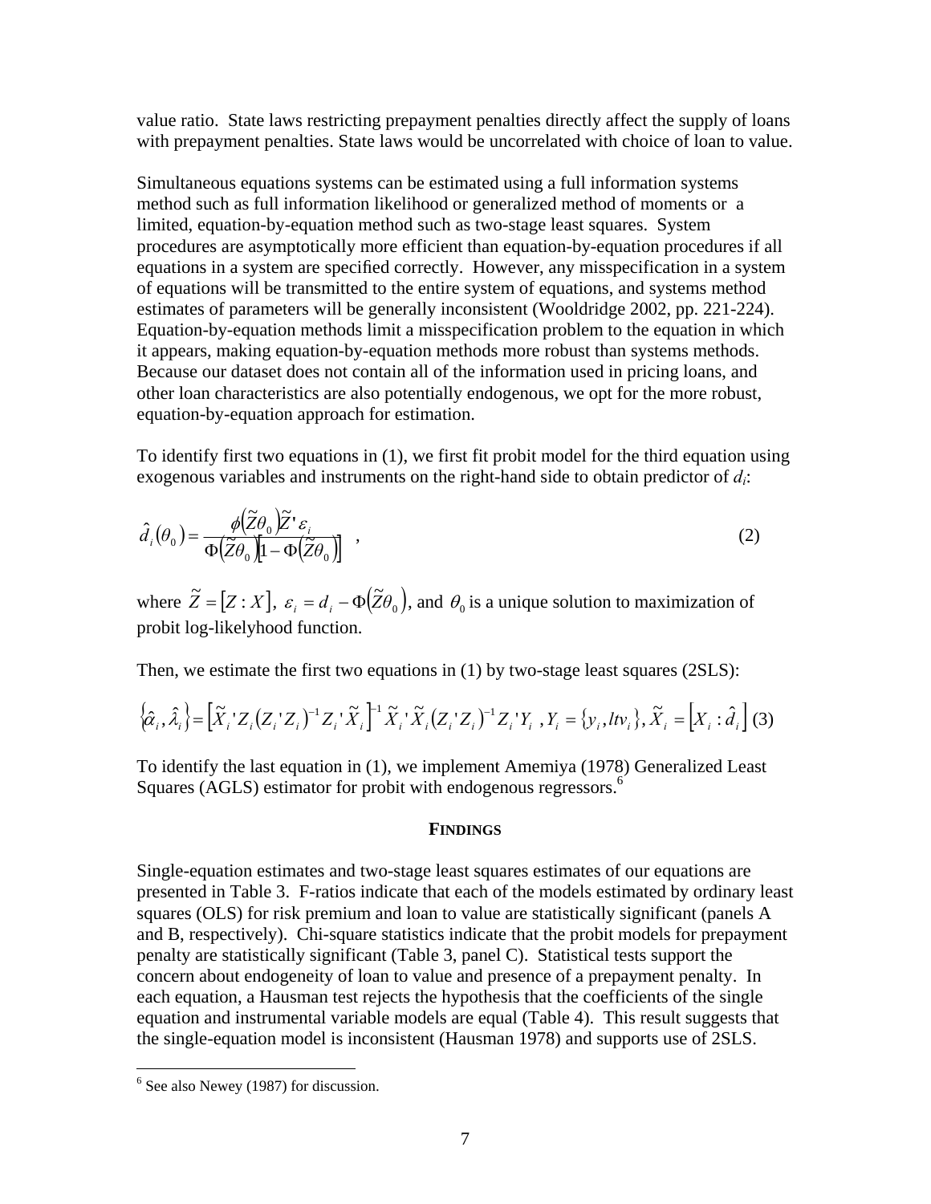value ratio. State laws restricting prepayment penalties directly affect the supply of loans with prepayment penalties. State laws would be uncorrelated with choice of loan to value.

Simultaneous equations systems can be estimated using a full information systems method such as full information likelihood or generalized method of moments or a limited, equation-by-equation method such as two-stage least squares. System procedures are asymptotically more efficient than equation-by-equation procedures if all equations in a system are specified correctly. However, any misspecification in a system of equations will be transmitted to the entire system of equations, and systems method estimates of parameters will be generally inconsistent (Wooldridge 2002, pp. 221-224). Equation-by-equation methods limit a misspecification problem to the equation in which it appears, making equation-by-equation methods more robust than systems methods. Because our dataset does not contain all of the information used in pricing loans, and other loan characteristics are also potentially endogenous, we opt for the more robust, equation-by-equation approach for estimation.

To identify first two equations in (1), we first fit probit model for the third equation using exogenous variables and instruments on the right-hand side to obtain predictor of $d_i$:

$$\hat{d}_i(\theta_0) = \frac{\phi(\tilde{Z}\theta_0)\tilde{Z}'\varepsilon_i}{\Phi(\tilde{Z}\theta_0)[1-\Phi(\tilde{Z}\theta_0)]} \quad , \tag{2}$$

where $\tilde{Z} = [Z : X]$, $\varepsilon_i = d_i - \Phi(\tilde{Z}\theta_0)$, and $\theta_0$ is a unique solution to maximization of probit log-likelyhood function.

Then, we estimate the first two equations in (1) by two-stage least squares (2SLS):

$$\{\hat{\alpha}_i, \hat{\lambda}_i\} = \left[\tilde{X}_i' Z_i (Z_i' Z_i)^{-1} Z_i' \tilde{X}_i\right]^{-1} \tilde{X}_i' \tilde{X}_i (Z_i' Z_i)^{-1} Z_i' Y_i \ , Y_i = \{y_i, ltv_i\}, \tilde{X}_i = \left[X_i : \hat{d}_i\right] \tag{3}$$

To identify the last equation in (1), we implement Amemiya (1978) Generalized Least Squares (AGLS) estimator for probit with endogenous regressors.[6]

## FINDINGS

Single-equation estimates and two-stage least squares estimates of our equations are presented in Table 3. F-ratios indicate that each of the models estimated by ordinary least squares (OLS) for risk premium and loan to value are statistically significant (panels A and B, respectively). Chi-square statistics indicate that the probit models for prepayment penalty are statistically significant (Table 3, panel C). Statistical tests support the concern about endogeneity of loan to value and presence of a prepayment penalty. In each equation, a Hausman test rejects the hypothesis that the coefficients of the single equation and instrumental variable models are equal (Table 4). This result suggests that the single-equation model is inconsistent (Hausman 1978) and supports use of 2SLS.

---

[6] See also Newey (1987) for discussion.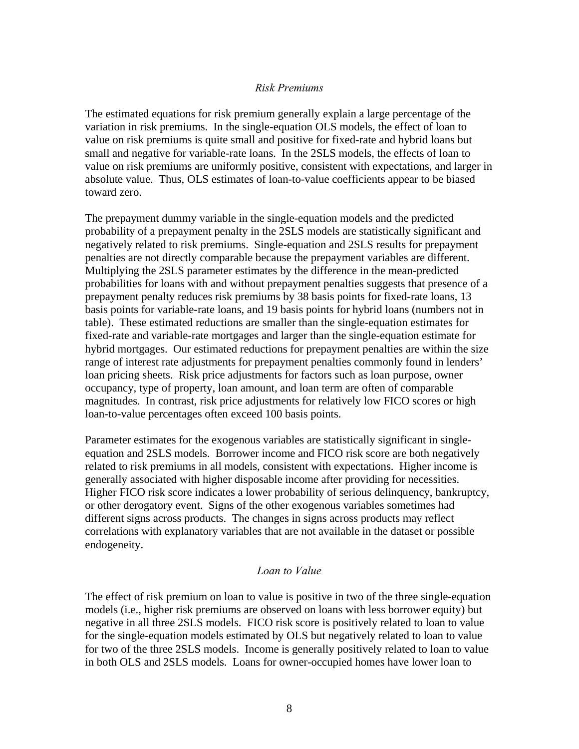### *Risk Premiums*

The estimated equations for risk premium generally explain a large percentage of the variation in risk premiums. In the single-equation OLS models, the effect of loan to value on risk premiums is quite small and positive for fixed-rate and hybrid loans but small and negative for variable-rate loans. In the 2SLS models, the effects of loan to value on risk premiums are uniformly positive, consistent with expectations, and larger in absolute value. Thus, OLS estimates of loan-to-value coefficients appear to be biased toward zero.

The prepayment dummy variable in the single-equation models and the predicted probability of a prepayment penalty in the 2SLS models are statistically significant and negatively related to risk premiums. Single-equation and 2SLS results for prepayment penalties are not directly comparable because the prepayment variables are different. Multiplying the 2SLS parameter estimates by the difference in the mean-predicted probabilities for loans with and without prepayment penalties suggests that presence of a prepayment penalty reduces risk premiums by 38 basis points for fixed-rate loans, 13 basis points for variable-rate loans, and 19 basis points for hybrid loans (numbers not in table). These estimated reductions are smaller than the single-equation estimates for fixed-rate and variable-rate mortgages and larger than the single-equation estimate for hybrid mortgages. Our estimated reductions for prepayment penalties are within the size range of interest rate adjustments for prepayment penalties commonly found in lenders' loan pricing sheets. Risk price adjustments for factors such as loan purpose, owner occupancy, type of property, loan amount, and loan term are often of comparable magnitudes. In contrast, risk price adjustments for relatively low FICO scores or high loan-to-value percentages often exceed 100 basis points.

Parameter estimates for the exogenous variables are statistically significant in single-equation and 2SLS models. Borrower income and FICO risk score are both negatively related to risk premiums in all models, consistent with expectations. Higher income is generally associated with higher disposable income after providing for necessities. Higher FICO risk score indicates a lower probability of serious delinquency, bankruptcy, or other derogatory event. Signs of the other exogenous variables sometimes had different signs across products. The changes in signs across products may reflect correlations with explanatory variables that are not available in the dataset or possible endogeneity.

### *Loan to Value*

The effect of risk premium on loan to value is positive in two of the three single-equation models (i.e., higher risk premiums are observed on loans with less borrower equity) but negative in all three 2SLS models. FICO risk score is positively related to loan to value for the single-equation models estimated by OLS but negatively related to loan to value for two of the three 2SLS models. Income is generally positively related to loan to value in both OLS and 2SLS models. Loans for owner-occupied homes have lower loan to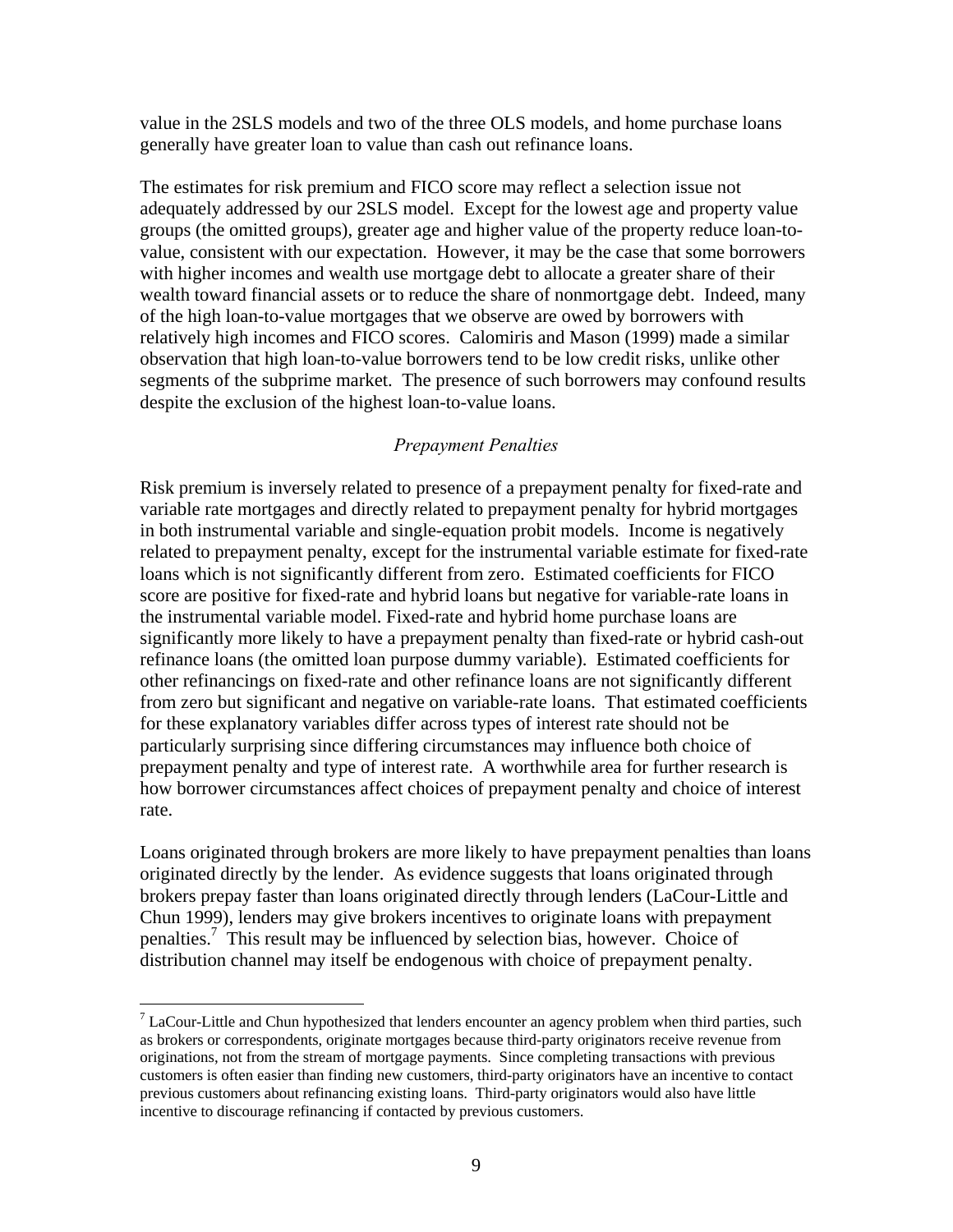value in the 2SLS models and two of the three OLS models, and home purchase loans generally have greater loan to value than cash out refinance loans.

The estimates for risk premium and FICO score may reflect a selection issue not adequately addressed by our 2SLS model. Except for the lowest age and property value groups (the omitted groups), greater age and higher value of the property reduce loan-to-value, consistent with our expectation. However, it may be the case that some borrowers with higher incomes and wealth use mortgage debt to allocate a greater share of their wealth toward financial assets or to reduce the share of nonmortgage debt. Indeed, many of the high loan-to-value mortgages that we observe are owed by borrowers with relatively high incomes and FICO scores. Calomiris and Mason (1999) made a similar observation that high loan-to-value borrowers tend to be low credit risks, unlike other segments of the subprime market. The presence of such borrowers may confound results despite the exclusion of the highest loan-to-value loans.

### *Prepayment Penalties*

Risk premium is inversely related to presence of a prepayment penalty for fixed-rate and variable rate mortgages and directly related to prepayment penalty for hybrid mortgages in both instrumental variable and single-equation probit models. Income is negatively related to prepayment penalty, except for the instrumental variable estimate for fixed-rate loans which is not significantly different from zero. Estimated coefficients for FICO score are positive for fixed-rate and hybrid loans but negative for variable-rate loans in the instrumental variable model. Fixed-rate and hybrid home purchase loans are significantly more likely to have a prepayment penalty than fixed-rate or hybrid cash-out refinance loans (the omitted loan purpose dummy variable). Estimated coefficients for other refinancings on fixed-rate and other refinance loans are not significantly different from zero but significant and negative on variable-rate loans. That estimated coefficients for these explanatory variables differ across types of interest rate should not be particularly surprising since differing circumstances may influence both choice of prepayment penalty and type of interest rate. A worthwhile area for further research is how borrower circumstances affect choices of prepayment penalty and choice of interest rate.

Loans originated through brokers are more likely to have prepayment penalties than loans originated directly by the lender. As evidence suggests that loans originated through brokers prepay faster than loans originated directly through lenders (LaCour-Little and Chun 1999), lenders may give brokers incentives to originate loans with prepayment penalties.[7] This result may be influenced by selection bias, however. Choice of distribution channel may itself be endogenous with choice of prepayment penalty.

[7] LaCour-Little and Chun hypothesized that lenders encounter an agency problem when third parties, such as brokers or correspondents, originate mortgages because third-party originators receive revenue from originations, not from the stream of mortgage payments. Since completing transactions with previous customers is often easier than finding new customers, third-party originators have an incentive to contact previous customers about refinancing existing loans. Third-party originators would also have little incentive to discourage refinancing if contacted by previous customers.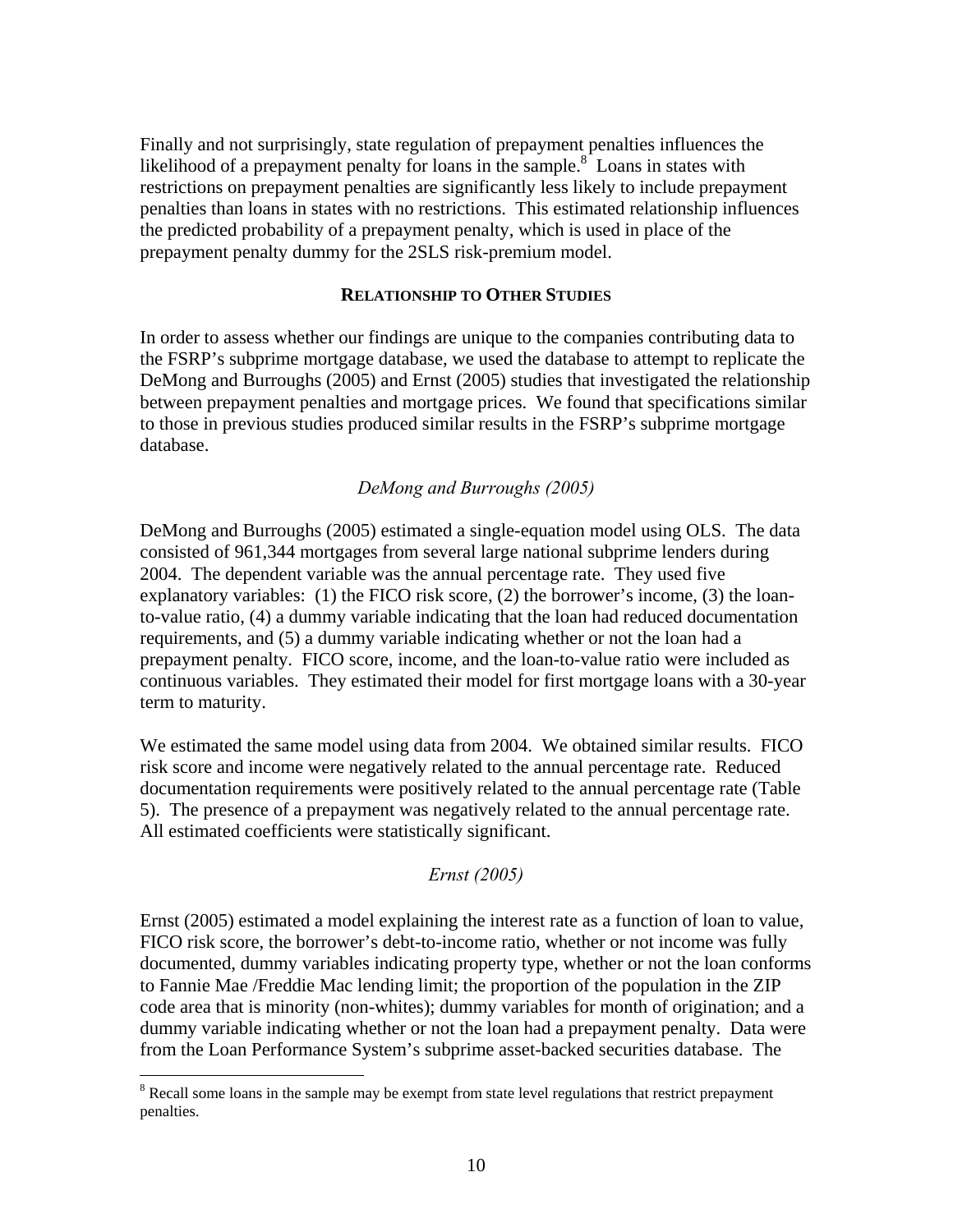Finally and not surprisingly, state regulation of prepayment penalties influences the likelihood of a prepayment penalty for loans in the sample.[8] Loans in states with restrictions on prepayment penalties are significantly less likely to include prepayment penalties than loans in states with no restrictions. This estimated relationship influences the predicted probability of a prepayment penalty, which is used in place of the prepayment penalty dummy for the 2SLS risk-premium model.

## RELATIONSHIP TO OTHER STUDIES

In order to assess whether our findings are unique to the companies contributing data to the FSRP's subprime mortgage database, we used the database to attempt to replicate the DeMong and Burroughs (2005) and Ernst (2005) studies that investigated the relationship between prepayment penalties and mortgage prices. We found that specifications similar to those in previous studies produced similar results in the FSRP's subprime mortgage database.

### *DeMong and Burroughs (2005)*

DeMong and Burroughs (2005) estimated a single-equation model using OLS. The data consisted of 961,344 mortgages from several large national subprime lenders during 2004. The dependent variable was the annual percentage rate. They used five explanatory variables: (1) the FICO risk score, (2) the borrower's income, (3) the loan-to-value ratio, (4) a dummy variable indicating that the loan had reduced documentation requirements, and (5) a dummy variable indicating whether or not the loan had a prepayment penalty. FICO score, income, and the loan-to-value ratio were included as continuous variables. They estimated their model for first mortgage loans with a 30-year term to maturity.

We estimated the same model using data from 2004. We obtained similar results. FICO risk score and income were negatively related to the annual percentage rate. Reduced documentation requirements were positively related to the annual percentage rate (Table 5). The presence of a prepayment was negatively related to the annual percentage rate. All estimated coefficients were statistically significant.

### *Ernst (2005)*

Ernst (2005) estimated a model explaining the interest rate as a function of loan to value, FICO risk score, the borrower's debt-to-income ratio, whether or not income was fully documented, dummy variables indicating property type, whether or not the loan conforms to Fannie Mae /Freddie Mac lending limit; the proportion of the population in the ZIP code area that is minority (non-whites); dummy variables for month of origination; and a dummy variable indicating whether or not the loan had a prepayment penalty. Data were from the Loan Performance System's subprime asset-backed securities database. The

[8] Recall some loans in the sample may be exempt from state level regulations that restrict prepayment penalties.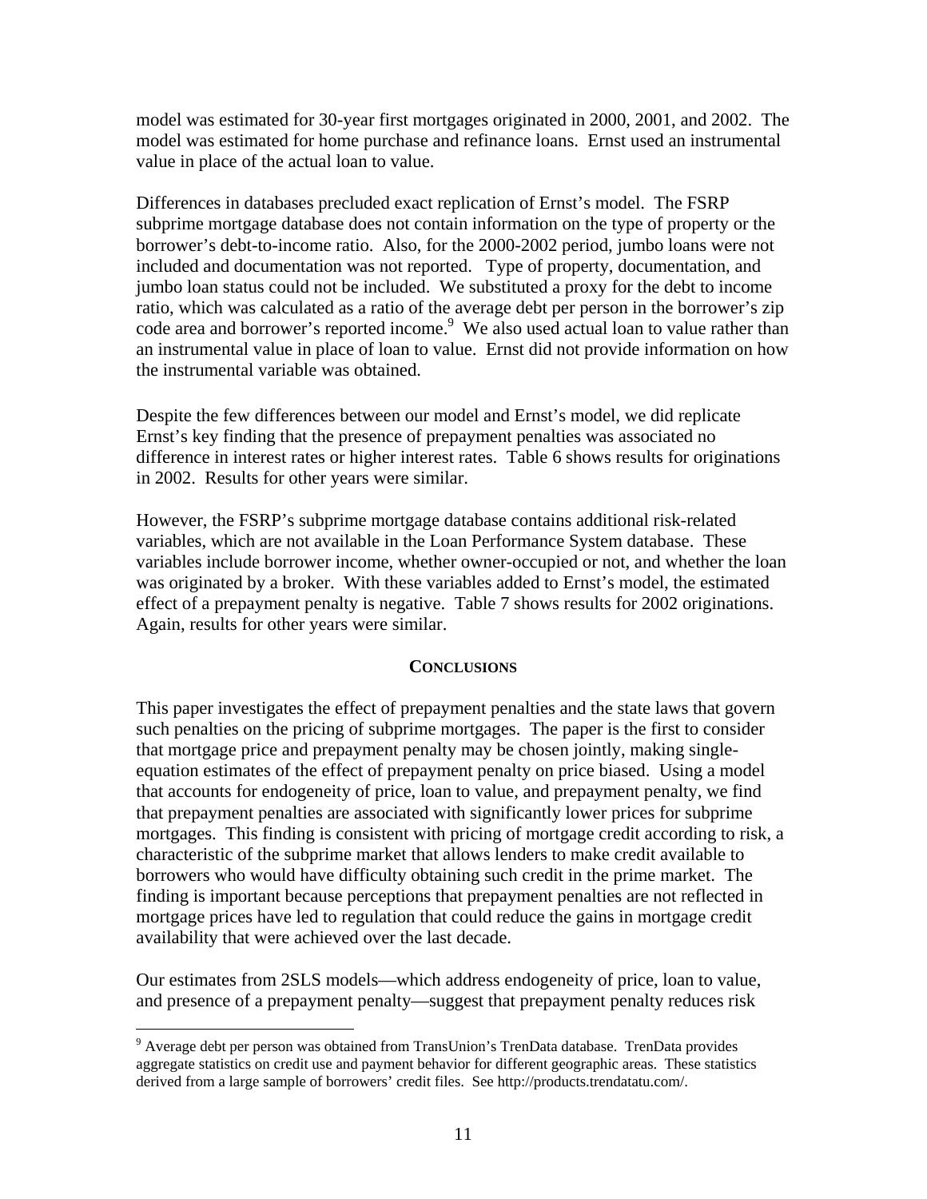model was estimated for 30-year first mortgages originated in 2000, 2001, and 2002. The model was estimated for home purchase and refinance loans. Ernst used an instrumental value in place of the actual loan to value.

Differences in databases precluded exact replication of Ernst's model. The FSRP subprime mortgage database does not contain information on the type of property or the borrower's debt-to-income ratio. Also, for the 2000-2002 period, jumbo loans were not included and documentation was not reported. Type of property, documentation, and jumbo loan status could not be included. We substituted a proxy for the debt to income ratio, which was calculated as a ratio of the average debt per person in the borrower's zip code area and borrower's reported income.[9] We also used actual loan to value rather than an instrumental value in place of loan to value. Ernst did not provide information on how the instrumental variable was obtained.

Despite the few differences between our model and Ernst's model, we did replicate Ernst's key finding that the presence of prepayment penalties was associated no difference in interest rates or higher interest rates. Table 6 shows results for originations in 2002. Results for other years were similar.

However, the FSRP's subprime mortgage database contains additional risk-related variables, which are not available in the Loan Performance System database. These variables include borrower income, whether owner-occupied or not, and whether the loan was originated by a broker. With these variables added to Ernst's model, the estimated effect of a prepayment penalty is negative. Table 7 shows results for 2002 originations. Again, results for other years were similar.

## CONCLUSIONS

This paper investigates the effect of prepayment penalties and the state laws that govern such penalties on the pricing of subprime mortgages. The paper is the first to consider that mortgage price and prepayment penalty may be chosen jointly, making single-equation estimates of the effect of prepayment penalty on price biased. Using a model that accounts for endogeneity of price, loan to value, and prepayment penalty, we find that prepayment penalties are associated with significantly lower prices for subprime mortgages. This finding is consistent with pricing of mortgage credit according to risk, a characteristic of the subprime market that allows lenders to make credit available to borrowers who would have difficulty obtaining such credit in the prime market. The finding is important because perceptions that prepayment penalties are not reflected in mortgage prices have led to regulation that could reduce the gains in mortgage credit availability that were achieved over the last decade.

Our estimates from 2SLS models—which address endogeneity of price, loan to value, and presence of a prepayment penalty—suggest that prepayment penalty reduces risk

[9] Average debt per person was obtained from TransUnion's TrenData database. TrenData provides aggregate statistics on credit use and payment behavior for different geographic areas. These statistics derived from a large sample of borrowers' credit files. See http://products.trendatatu.com/.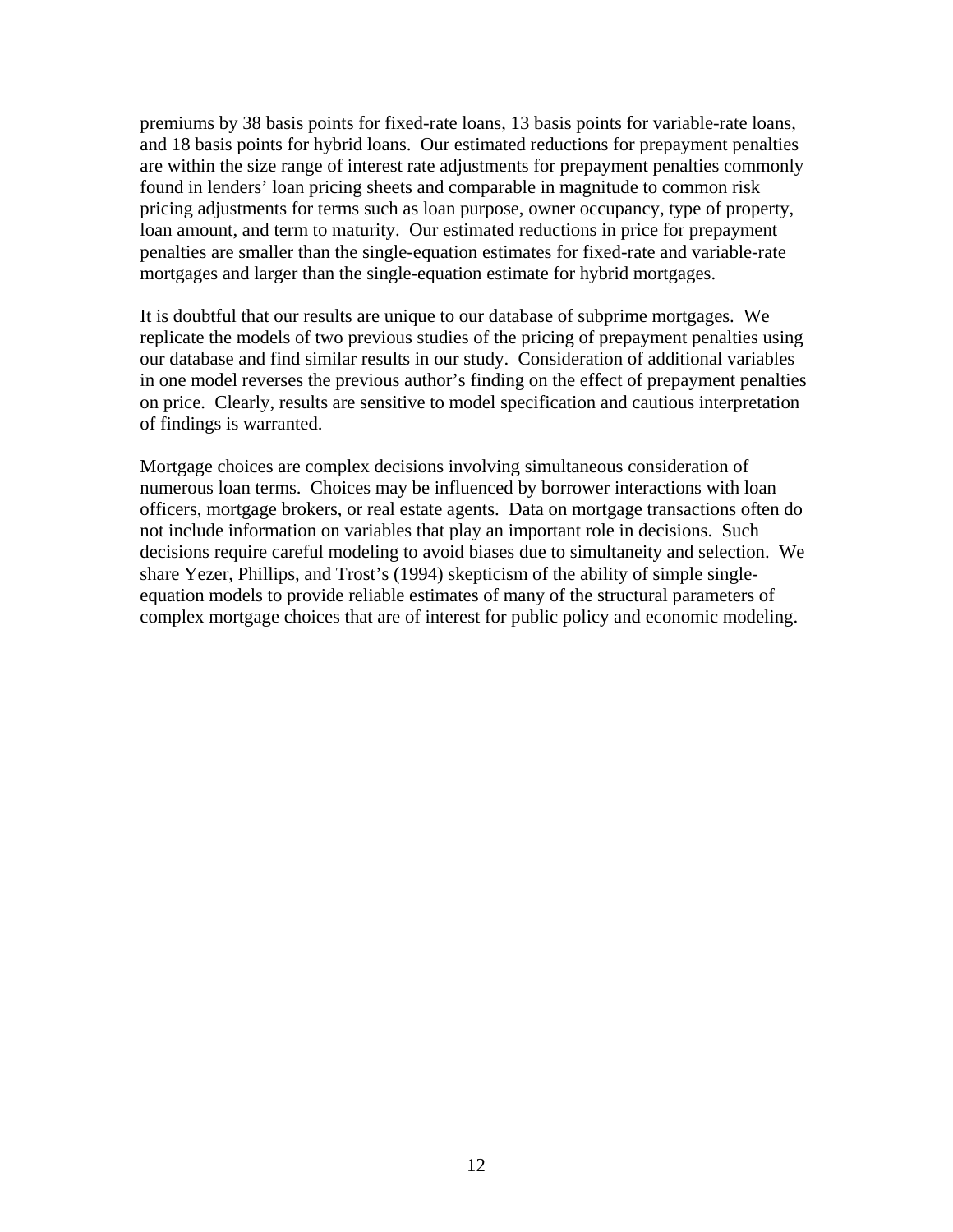premiums by 38 basis points for fixed-rate loans, 13 basis points for variable-rate loans, and 18 basis points for hybrid loans. Our estimated reductions for prepayment penalties are within the size range of interest rate adjustments for prepayment penalties commonly found in lenders' loan pricing sheets and comparable in magnitude to common risk pricing adjustments for terms such as loan purpose, owner occupancy, type of property, loan amount, and term to maturity. Our estimated reductions in price for prepayment penalties are smaller than the single-equation estimates for fixed-rate and variable-rate mortgages and larger than the single-equation estimate for hybrid mortgages.

It is doubtful that our results are unique to our database of subprime mortgages. We replicate the models of two previous studies of the pricing of prepayment penalties using our database and find similar results in our study. Consideration of additional variables in one model reverses the previous author's finding on the effect of prepayment penalties on price. Clearly, results are sensitive to model specification and cautious interpretation of findings is warranted.

Mortgage choices are complex decisions involving simultaneous consideration of numerous loan terms. Choices may be influenced by borrower interactions with loan officers, mortgage brokers, or real estate agents. Data on mortgage transactions often do not include information on variables that play an important role in decisions. Such decisions require careful modeling to avoid biases due to simultaneity and selection. We share Yezer, Phillips, and Trost's (1994) skepticism of the ability of simple single-equation models to provide reliable estimates of many of the structural parameters of complex mortgage choices that are of interest for public policy and economic modeling.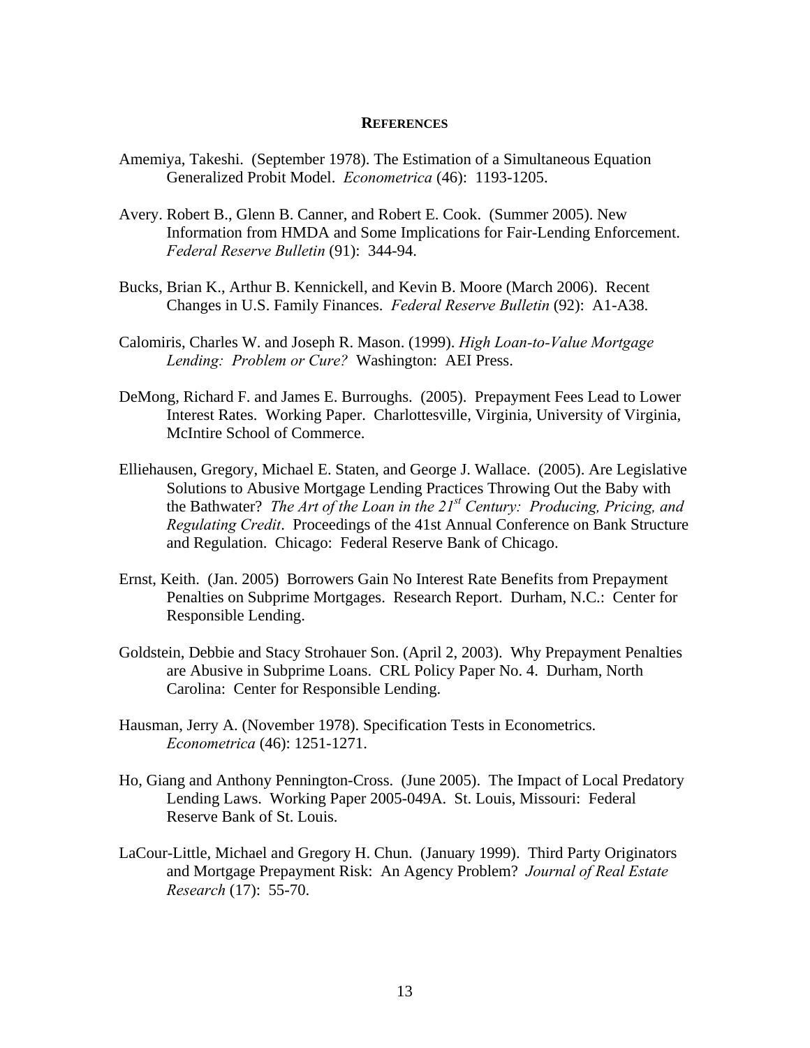## REFERENCES

Amemiya, Takeshi. (September 1978). The Estimation of a Simultaneous Equation Generalized Probit Model. *Econometrica* (46): 1193-1205.

Avery. Robert B., Glenn B. Canner, and Robert E. Cook. (Summer 2005). New Information from HMDA and Some Implications for Fair-Lending Enforcement. *Federal Reserve Bulletin* (91): 344-94.

Bucks, Brian K., Arthur B. Kennickell, and Kevin B. Moore (March 2006). Recent Changes in U.S. Family Finances. *Federal Reserve Bulletin* (92): A1-A38.

Calomiris, Charles W. and Joseph R. Mason. (1999). *High Loan-to-Value Mortgage Lending: Problem or Cure?* Washington: AEI Press.

DeMong, Richard F. and James E. Burroughs. (2005). Prepayment Fees Lead to Lower Interest Rates. Working Paper. Charlottesville, Virginia, University of Virginia, McIntire School of Commerce.

Elliehausen, Gregory, Michael E. Staten, and George J. Wallace. (2005). Are Legislative Solutions to Abusive Mortgage Lending Practices Throwing Out the Baby with the Bathwater? *The Art of the Loan in the 21st Century: Producing, Pricing, and Regulating Credit*. Proceedings of the 41st Annual Conference on Bank Structure and Regulation. Chicago: Federal Reserve Bank of Chicago.

Ernst, Keith. (Jan. 2005) Borrowers Gain No Interest Rate Benefits from Prepayment Penalties on Subprime Mortgages. Research Report. Durham, N.C.: Center for Responsible Lending.

Goldstein, Debbie and Stacy Strohauer Son. (April 2, 2003). Why Prepayment Penalties are Abusive in Subprime Loans. CRL Policy Paper No. 4. Durham, North Carolina: Center for Responsible Lending.

Hausman, Jerry A. (November 1978). Specification Tests in Econometrics. *Econometrica* (46): 1251-1271.

Ho, Giang and Anthony Pennington-Cross. (June 2005). The Impact of Local Predatory Lending Laws. Working Paper 2005-049A. St. Louis, Missouri: Federal Reserve Bank of St. Louis.

LaCour-Little, Michael and Gregory H. Chun. (January 1999). Third Party Originators and Mortgage Prepayment Risk: An Agency Problem? *Journal of Real Estate Research* (17): 55-70.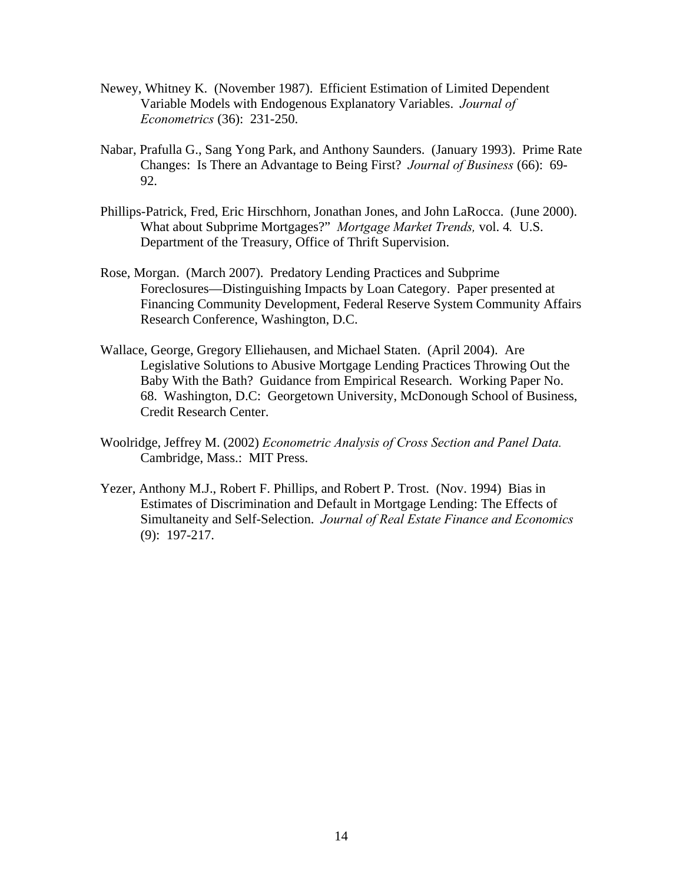Newey, Whitney K. (November 1987). Efficient Estimation of Limited Dependent Variable Models with Endogenous Explanatory Variables. *Journal of Econometrics* (36): 231-250.

Nabar, Prafulla G., Sang Yong Park, and Anthony Saunders. (January 1993). Prime Rate Changes: Is There an Advantage to Being First? *Journal of Business* (66): 69-92.

Phillips-Patrick, Fred, Eric Hirschhorn, Jonathan Jones, and John LaRocca. (June 2000). What about Subprime Mortgages?" *Mortgage Market Trends,* vol. 4*.* U.S. Department of the Treasury, Office of Thrift Supervision.

Rose, Morgan. (March 2007). Predatory Lending Practices and Subprime Foreclosures—Distinguishing Impacts by Loan Category. Paper presented at Financing Community Development, Federal Reserve System Community Affairs Research Conference, Washington, D.C.

Wallace, George, Gregory Elliehausen, and Michael Staten. (April 2004). Are Legislative Solutions to Abusive Mortgage Lending Practices Throwing Out the Baby With the Bath? Guidance from Empirical Research. Working Paper No. 68. Washington, D.C: Georgetown University, McDonough School of Business, Credit Research Center.

Woolridge, Jeffrey M. (2002) *Econometric Analysis of Cross Section and Panel Data.* Cambridge, Mass.: MIT Press.

Yezer, Anthony M.J., Robert F. Phillips, and Robert P. Trost. (Nov. 1994) Bias in Estimates of Discrimination and Default in Mortgage Lending: The Effects of Simultaneity and Self-Selection. *Journal of Real Estate Finance and Economics* (9): 197-217.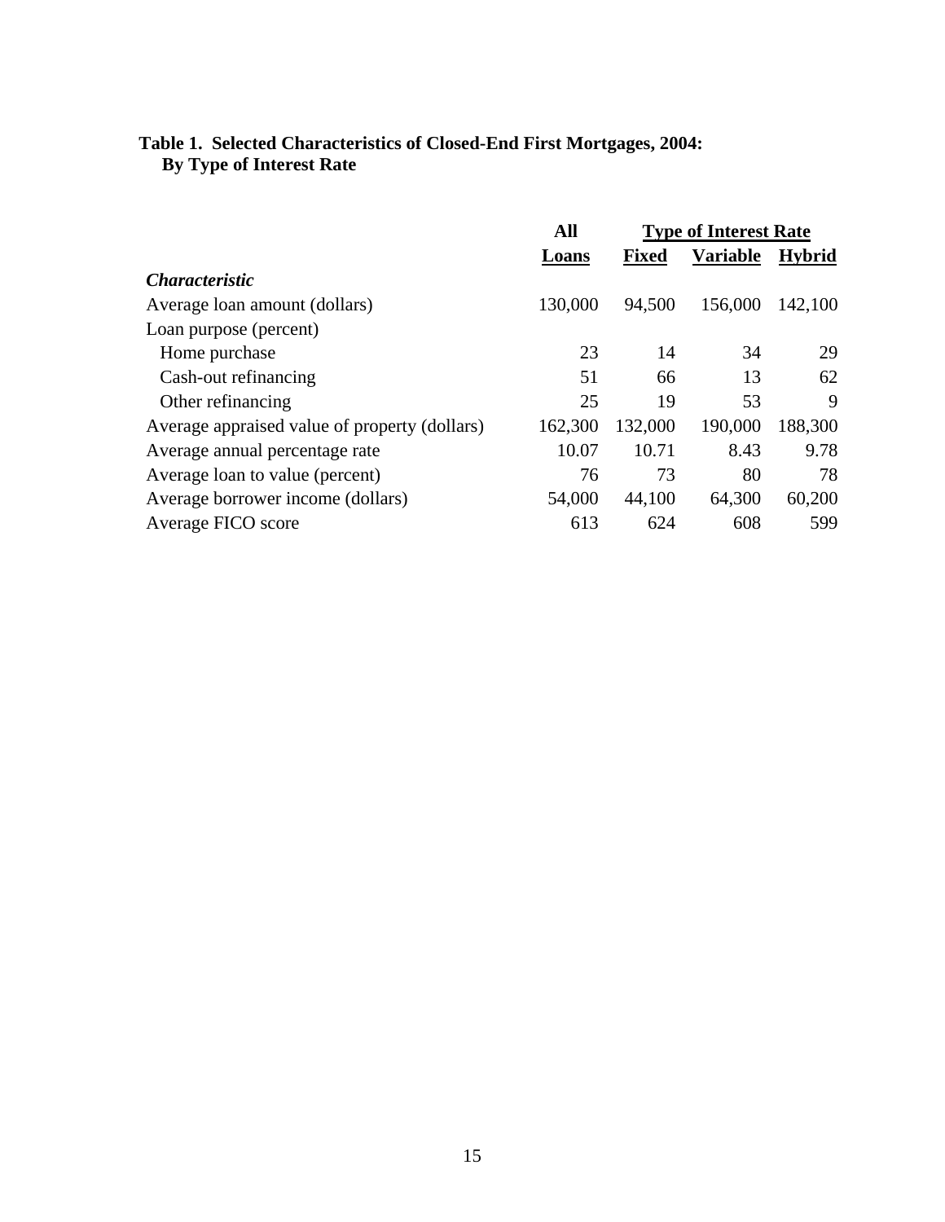**Table 1. Selected Characteristics of Closed-End First Mortgages, 2004: By Type of Interest Rate**

| | All | Type of Interest Rate | | |
|---|---|---|---|---|
| | Loans | Fixed | Variable | Hybrid |
| ***Characteristic*** | | | | |
| Average loan amount (dollars) | 130,000 | 94,500 | 156,000 | 142,100 |
| Loan purpose (percent) | | | | |
| Home purchase | 23 | 14 | 34 | 29 |
| Cash-out refinancing | 51 | 66 | 13 | 62 |
| Other refinancing | 25 | 19 | 53 | 9 |
| Average appraised value of property (dollars) | 162,300 | 132,000 | 190,000 | 188,300 |
| Average annual percentage rate | 10.07 | 10.71 | 8.43 | 9.78 |
| Average loan to value (percent) | 76 | 73 | 80 | 78 |
| Average borrower income (dollars) | 54,000 | 44,100 | 64,300 | 60,200 |
| Average FICO score | 613 | 624 | 608 | 599 |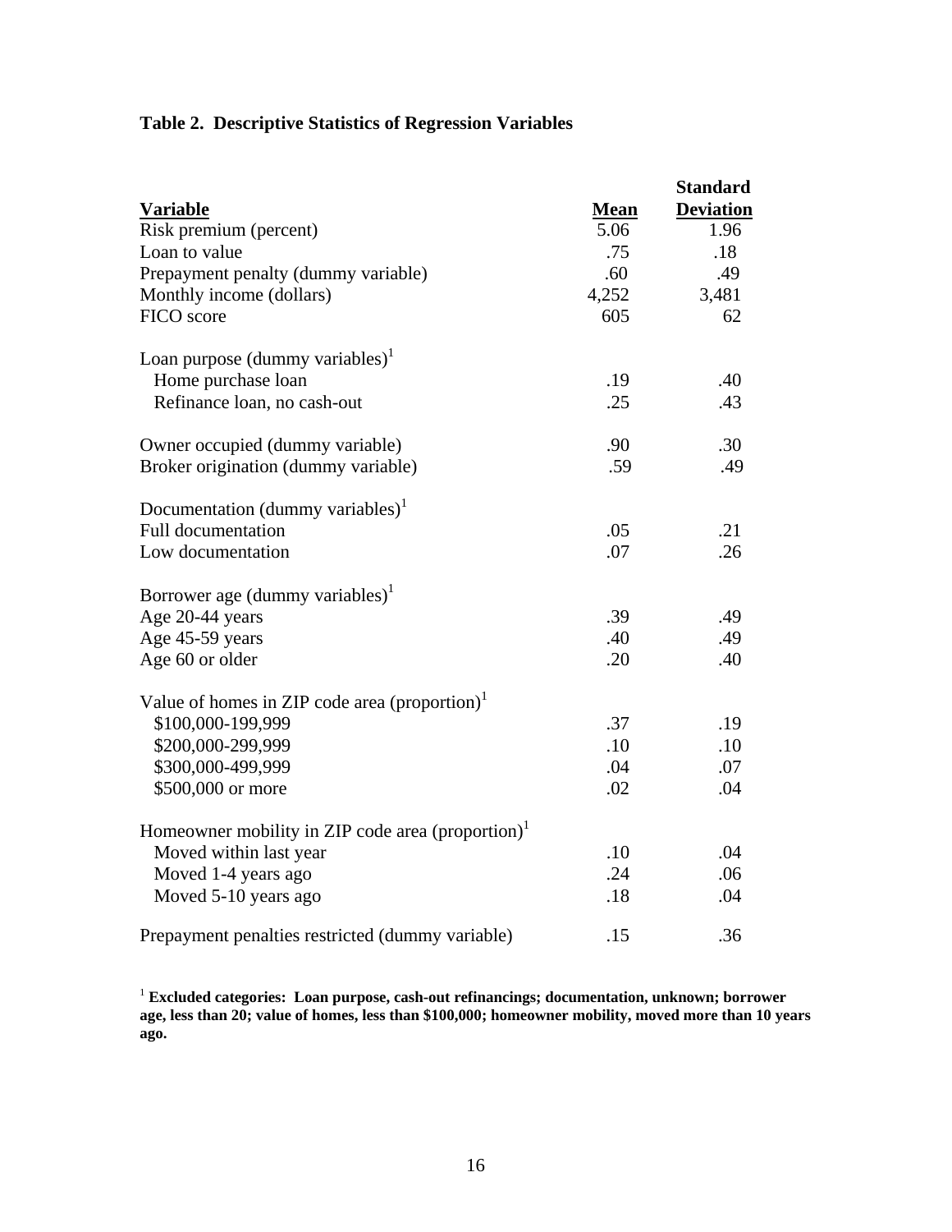**Table 2. Descriptive Statistics of Regression Variables**

| Variable | Mean | Standard Deviation |
|---|---|---|
| Risk premium (percent) | 5.06 | 1.96 |
| Loan to value | .75 | .18 |
| Prepayment penalty (dummy variable) | .60 | .49 |
| Monthly income (dollars) | 4,252 | 3,481 |
| FICO score | 605 | 62 |
| Loan purpose (dummy variables)[1] | | |
| Home purchase loan | .19 | .40 |
| Refinance loan, no cash-out | .25 | .43 |
| Owner occupied (dummy variable) | .90 | .30 |
| Broker origination (dummy variable) | .59 | .49 |
| Documentation (dummy variables)[1] | | |
| Full documentation | .05 | .21 |
| Low documentation | .07 | .26 |
| Borrower age (dummy variables)[1] | | |
| Age 20-44 years | .39 | .49 |
| Age 45-59 years | .40 | .49 |
| Age 60 or older | .20 | .40 |
| Value of homes in ZIP code area (proportion)[1] | | |
| \$100,000-199,999 | .37 | .19 |
| \$200,000-299,999 | .10 | .10 |
| \$300,000-499,999 | .04 | .07 |
| \$500,000 or more | .02 | .04 |
| Homeowner mobility in ZIP code area (proportion)[1] | | |
| Moved within last year | .10 | .04 |
| Moved 1-4 years ago | .24 | .06 |
| Moved 5-10 years ago | .18 | .04 |
| Prepayment penalties restricted (dummy variable) | .15 | .36 |

[1] **Excluded categories: Loan purpose, cash-out refinancings; documentation, unknown; borrower age, less than 20; value of homes, less than \$100,000; homeowner mobility, moved more than 10 years ago.**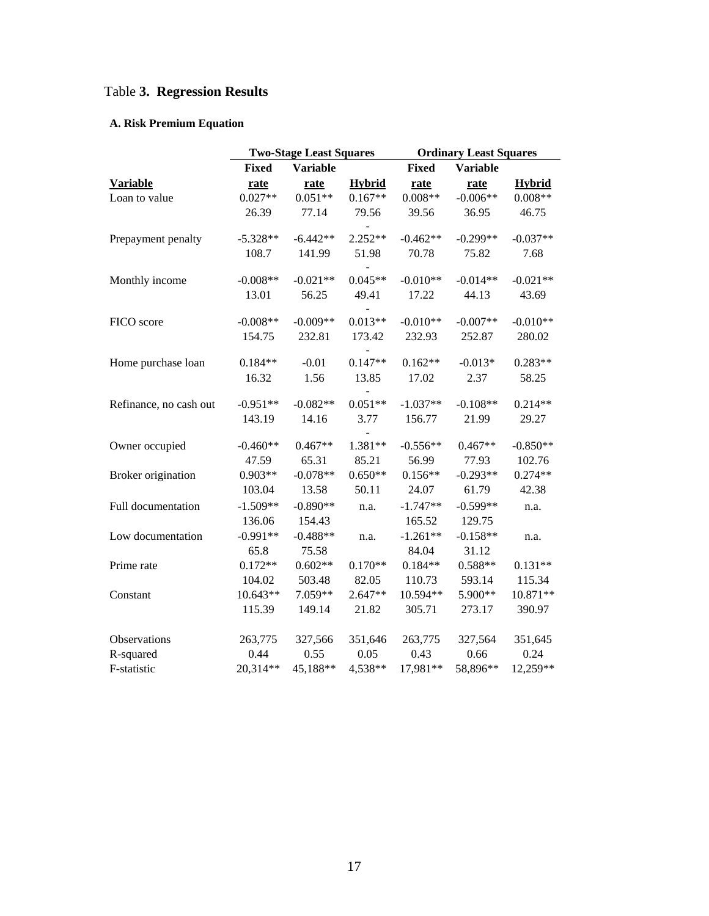# Table 3. Regression Results

### A. Risk Premium Equation

| | Two-Stage Least Squares | | | Ordinary Least Squares | | |
|---|---|---|---|---|---|---|
| **Variable** | **Fixed rate** | **Variable rate** | **Hybrid** | **Fixed rate** | **Variable rate** | **Hybrid** |
| Loan to value | 0.027** | 0.051** | 0.167** | 0.008** | -0.006** | 0.008** |
| | 26.39 | 77.14 | 79.56 | 39.56 | 36.95 | 46.75 |
| Prepayment penalty | -5.328** | -6.442** | -2.252** | -0.462** | -0.299** | -0.037** |
| | 108.7 | 141.99 | 51.98 | 70.78 | 75.82 | 7.68 |
| Monthly income | -0.008** | -0.021** | -0.045** | -0.010** | -0.014** | -0.021** |
| | 13.01 | 56.25 | 49.41 | 17.22 | 44.13 | 43.69 |
| FICO score | -0.008** | -0.009** | -0.013** | -0.010** | -0.007** | -0.010** |
| | 154.75 | 232.81 | 173.42 | 232.93 | 252.87 | 280.02 |
| Home purchase loan | 0.184** | -0.01 | -0.147** | 0.162** | -0.013* | 0.283** |
| | 16.32 | 1.56 | 13.85 | 17.02 | 2.37 | 58.25 |
| Refinance, no cash out | -0.951** | -0.082** | -0.051** | -1.037** | -0.108** | 0.214** |
| | 143.19 | 14.16 | 3.77 | 156.77 | 21.99 | 29.27 |
| Owner occupied | -0.460** | 0.467** | -1.381** | -0.556** | 0.467** | -0.850** |
| | 47.59 | 65.31 | 85.21 | 56.99 | 77.93 | 102.76 |
| Broker origination | 0.903** | -0.078** | 0.650** | 0.156** | -0.293** | 0.274** |
| | 103.04 | 13.58 | 50.11 | 24.07 | 61.79 | 42.38 |
| Full documentation | -1.509** | -0.890** | n.a. | -1.747** | -0.599** | n.a. |
| | 136.06 | 154.43 | | 165.52 | 129.75 | |
| Low documentation | -0.991** | -0.488** | n.a. | -1.261** | -0.158** | n.a. |
| | 65.8 | 75.58 | | 84.04 | 31.12 | |
| Prime rate | 0.172** | 0.602** | 0.170** | 0.184** | 0.588** | 0.131** |
| | 104.02 | 503.48 | 82.05 | 110.73 | 593.14 | 115.34 |
| Constant | 10.643** | 7.059** | 2.647** | 10.594** | 5.900** | 10.871** |
| | 115.39 | 149.14 | 21.82 | 305.71 | 273.17 | 390.97 |
| Observations | 263,775 | 327,566 | 351,646 | 263,775 | 327,564 | 351,645 |
| R-squared | 0.44 | 0.55 | 0.05 | 0.43 | 0.66 | 0.24 |
| F-statistic | 20,314** | 45,188** | 4,538** | 17,981** | 58,896** | 12,259** |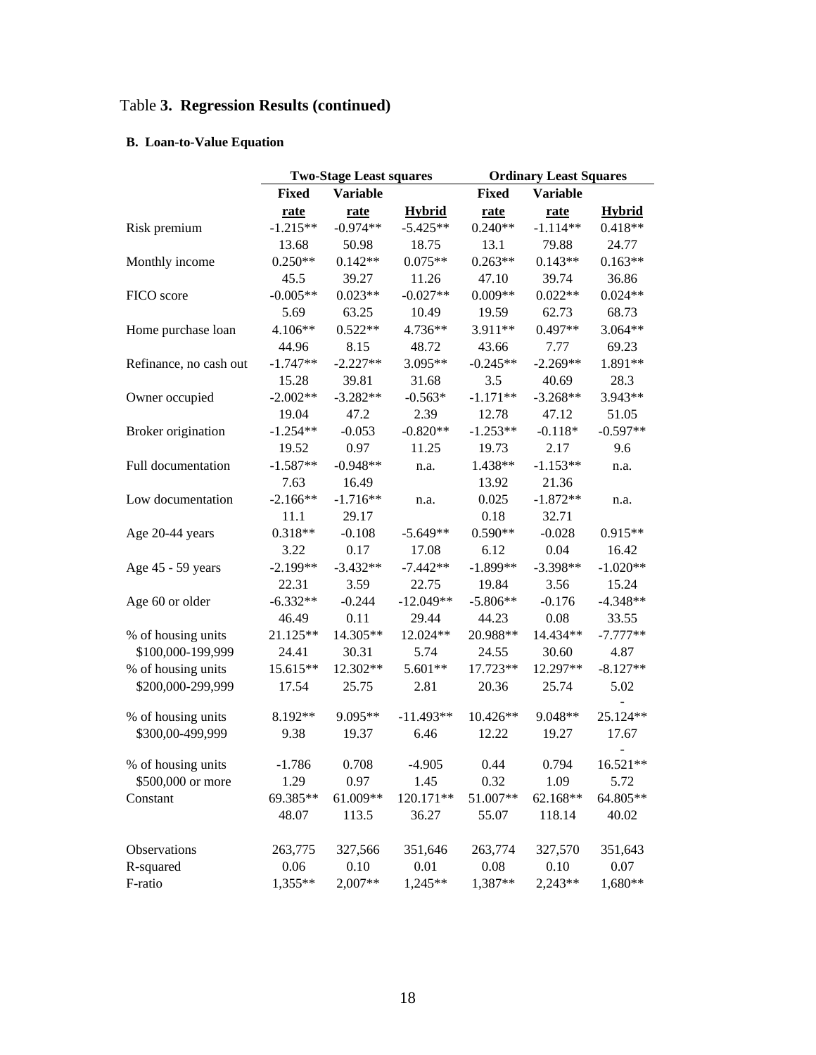Table **3. Regression Results (continued)**

**B. Loan-to-Value Equation**

| | Two-Stage Least squares | | | Ordinary Least Squares | | |
|---|---|---|---|---|---|---|
| | **Fixed rate** | **Variable rate** | **Hybrid** | **Fixed rate** | **Variable rate** | **Hybrid** |
| Risk premium | -1.215** | -0.974** | -5.425** | 0.240** | -1.114** | 0.418** |
| | 13.68 | 50.98 | 18.75 | 13.1 | 79.88 | 24.77 |
| Monthly income | 0.250** | 0.142** | 0.075** | 0.263** | 0.143** | 0.163** |
| | 45.5 | 39.27 | 11.26 | 47.10 | 39.74 | 36.86 |
| FICO score | -0.005** | 0.023** | -0.027** | 0.009** | 0.022** | 0.024** |
| | 5.69 | 63.25 | 10.49 | 19.59 | 62.73 | 68.73 |
| Home purchase loan | 4.106** | 0.522** | 4.736** | 3.911** | 0.497** | 3.064** |
| | 44.96 | 8.15 | 48.72 | 43.66 | 7.77 | 69.23 |
| Refinance, no cash out | -1.747** | -2.227** | 3.095** | -0.245** | -2.269** | 1.891** |
| | 15.28 | 39.81 | 31.68 | 3.5 | 40.69 | 28.3 |
| Owner occupied | -2.002** | -3.282** | -0.563* | -1.171** | -3.268** | 3.943** |
| | 19.04 | 47.2 | 2.39 | 12.78 | 47.12 | 51.05 |
| Broker origination | -1.254** | -0.053 | -0.820** | -1.253** | -0.118* | -0.597** |
| | 19.52 | 0.97 | 11.25 | 19.73 | 2.17 | 9.6 |
| Full documentation | -1.587** | -0.948** | n.a. | 1.438** | -1.153** | n.a. |
| | 7.63 | 16.49 | | 13.92 | 21.36 | |
| Low documentation | -2.166** | -1.716** | n.a. | 0.025 | -1.872** | n.a. |
| | 11.1 | 29.17 | | 0.18 | 32.71 | |
| Age 20-44 years | 0.318** | -0.108 | -5.649** | 0.590** | -0.028 | 0.915** |
| | 3.22 | 0.17 | 17.08 | 6.12 | 0.04 | 16.42 |
| Age 45 - 59 years | -2.199** | -3.432** | -7.442** | -1.899** | -3.398** | -1.020** |
| | 22.31 | 3.59 | 22.75 | 19.84 | 3.56 | 15.24 |
| Age 60 or older | -6.332** | -0.244 | -12.049** | -5.806** | -0.176 | -4.348** |
| | 46.49 | 0.11 | 29.44 | 44.23 | 0.08 | 33.55 |
| % of housing units $100,000-199,999 | 21.125** | 14.305** | 12.024** | 20.988** | 14.434** | -7.777** |
| | 24.41 | 30.31 | 5.74 | 24.55 | 30.60 | 4.87 |
| % of housing units $200,000-299,999 | 15.615** | 12.302** | 5.601** | 17.723** | 12.297** | -8.127** |
| | 17.54 | 25.75 | 2.81 | 20.36 | 25.74 | 5.02 |
| % of housing units $300,00-499,999 | 8.192** | 9.095** | -11.493** | 10.426** | 9.048** | -25.124** |
| | 9.38 | 19.37 | 6.46 | 12.22 | 19.27 | 17.67 |
| % of housing units $500,000 or more | -1.786 | 0.708 | -4.905 | 0.44 | 0.794 | -16.521** |
| | 1.29 | 0.97 | 1.45 | 0.32 | 1.09 | 5.72 |
| Constant | 69.385** | 61.009** | 120.171** | 51.007** | 62.168** | 64.805** |
| | 48.07 | 113.5 | 36.27 | 55.07 | 118.14 | 40.02 |
| Observations | 263,775 | 327,566 | 351,646 | 263,774 | 327,570 | 351,643 |
| R-squared | 0.06 | 0.10 | 0.01 | 0.08 | 0.10 | 0.07 |
| F-ratio | 1,355** | 2,007** | 1,245** | 1,387** | 2,243** | 1,680** |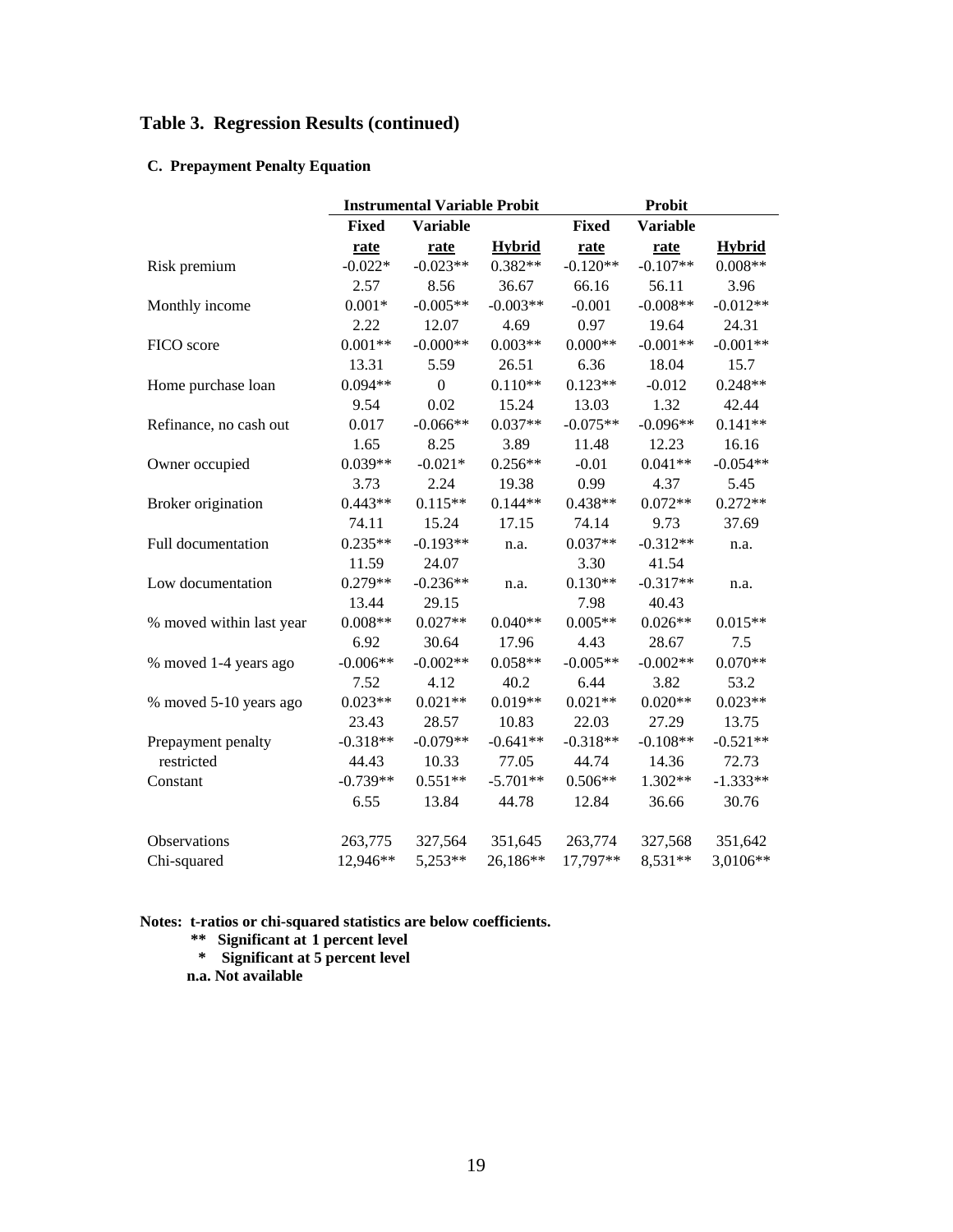## Table 3. Regression Results (continued)

### C. Prepayment Penalty Equation

| | Instrumental Variable Probit | | | Probit | | |
|---|---|---|---|---|---|---|
| | **Fixed rate** | **Variable rate** | **Hybrid** | **Fixed rate** | **Variable rate** | **Hybrid** |
| Risk premium | -0.022* | -0.023** | 0.382** | -0.120** | -0.107** | 0.008** |
| | 2.57 | 8.56 | 36.67 | 66.16 | 56.11 | 3.96 |
| Monthly income | 0.001* | -0.005** | -0.003** | -0.001 | -0.008** | -0.012** |
| | 2.22 | 12.07 | 4.69 | 0.97 | 19.64 | 24.31 |
| FICO score | 0.001** | -0.000** | 0.003** | 0.000** | -0.001** | -0.001** |
| | 13.31 | 5.59 | 26.51 | 6.36 | 18.04 | 15.7 |
| Home purchase loan | 0.094** | 0 | 0.110** | 0.123** | -0.012 | 0.248** |
| | 9.54 | 0.02 | 15.24 | 13.03 | 1.32 | 42.44 |
| Refinance, no cash out | 0.017 | -0.066** | 0.037** | -0.075** | -0.096** | 0.141** |
| | 1.65 | 8.25 | 3.89 | 11.48 | 12.23 | 16.16 |
| Owner occupied | 0.039** | -0.021* | 0.256** | -0.01 | 0.041** | -0.054** |
| | 3.73 | 2.24 | 19.38 | 0.99 | 4.37 | 5.45 |
| Broker origination | 0.443** | 0.115** | 0.144** | 0.438** | 0.072** | 0.272** |
| | 74.11 | 15.24 | 17.15 | 74.14 | 9.73 | 37.69 |
| Full documentation | 0.235** | -0.193** | n.a. | 0.037** | -0.312** | n.a. |
| | 11.59 | 24.07 | | 3.30 | 41.54 | |
| Low documentation | 0.279** | -0.236** | n.a. | 0.130** | -0.317** | n.a. |
| | 13.44 | 29.15 | | 7.98 | 40.43 | |
| % moved within last year | 0.008** | 0.027** | 0.040** | 0.005** | 0.026** | 0.015** |
| | 6.92 | 30.64 | 17.96 | 4.43 | 28.67 | 7.5 |
| % moved 1-4 years ago | -0.006** | -0.002** | 0.058** | -0.005** | -0.002** | 0.070** |
| | 7.52 | 4.12 | 40.2 | 6.44 | 3.82 | 53.2 |
| % moved 5-10 years ago | 0.023** | 0.021** | 0.019** | 0.021** | 0.020** | 0.023** |
| | 23.43 | 28.57 | 10.83 | 22.03 | 27.29 | 13.75 |
| Prepayment penalty restricted | -0.318** | -0.079** | -0.641** | -0.318** | -0.108** | -0.521** |
| | 44.43 | 10.33 | 77.05 | 44.74 | 14.36 | 72.73 |
| Constant | -0.739** | 0.551** | -5.701** | 0.506** | 1.302** | -1.333** |
| | 6.55 | 13.84 | 44.78 | 12.84 | 36.66 | 30.76 |
| Observations | 263,775 | 327,564 | 351,645 | 263,774 | 327,568 | 351,642 |
| Chi-squared | 12,946** | 5,253** | 26,186** | 17,797** | 8,531** | 3,0106** |

**Notes: t-ratios or chi-squared statistics are below coefficients.**
**\*\* Significant at 1 percent level**
**\* Significant at 5 percent level**
**n.a. Not available**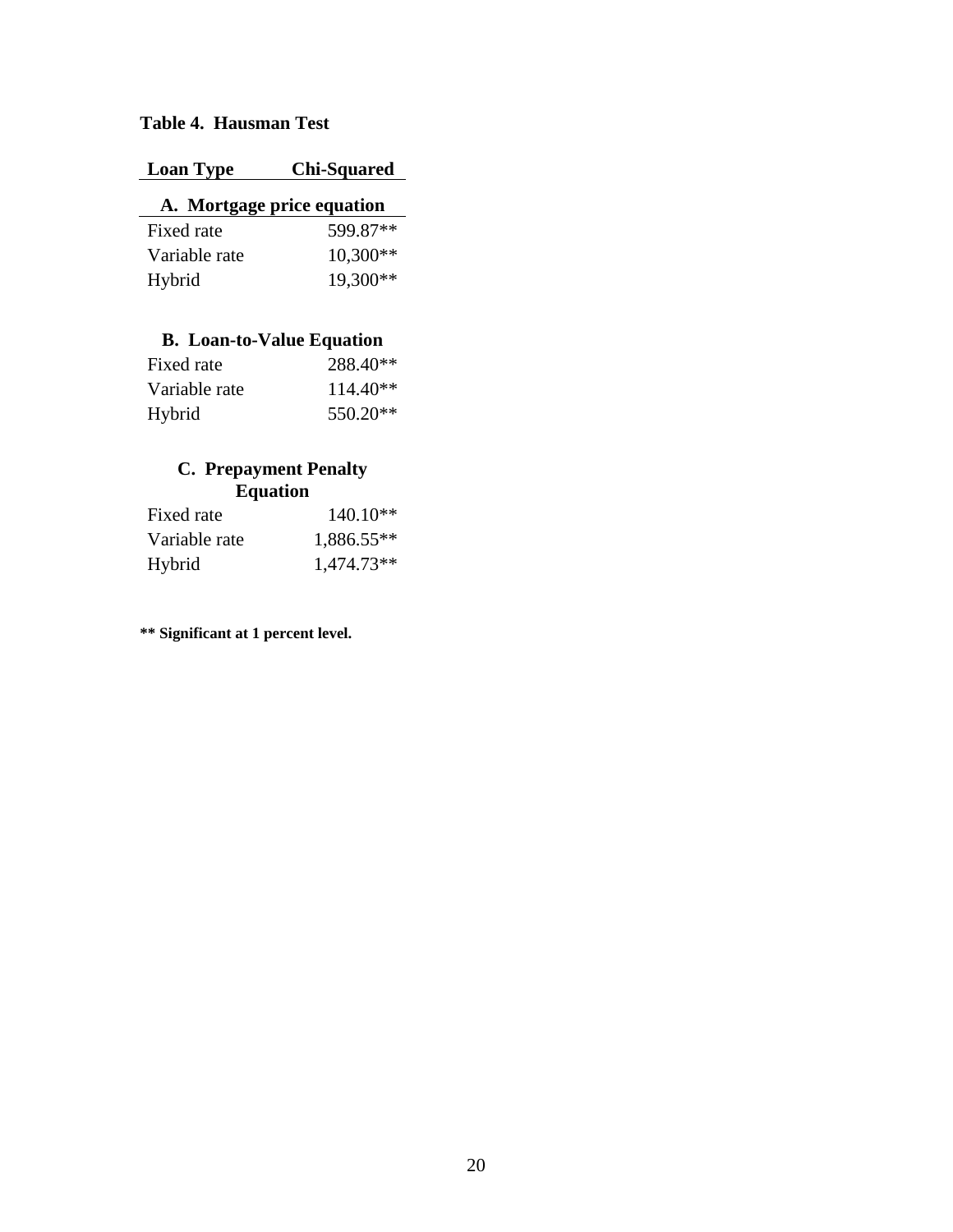**Table 4. Hausman Test**

| Loan Type | Chi-Squared |
|---|---|
| **A. Mortgage price equation** | |
| Fixed rate | 599.87** |
| Variable rate | 10,300** |
| Hybrid | 19,300** |
| **B. Loan-to-Value Equation** | |
| Fixed rate | 288.40** |
| Variable rate | 114.40** |
| Hybrid | 550.20** |
| **C. Prepayment Penalty Equation** | |
| Fixed rate | 140.10** |
| Variable rate | 1,886.55** |
| Hybrid | 1,474.73** |

**** Significant at 1 percent level.**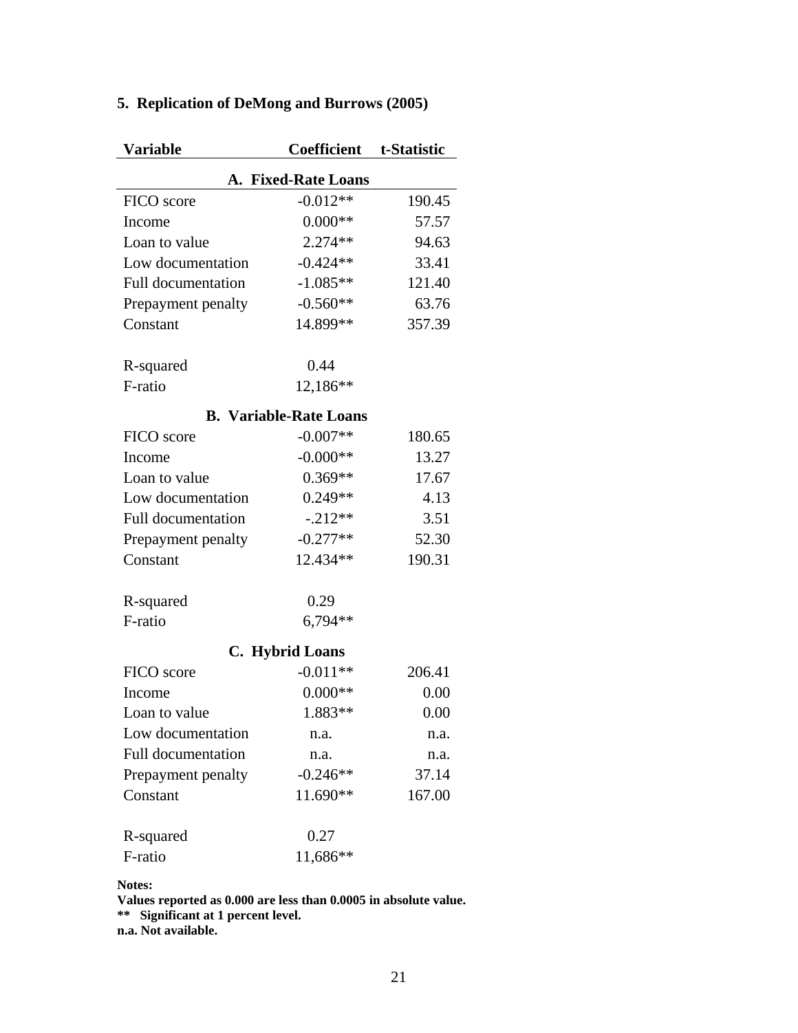## 5. Replication of DeMong and Burrows (2005)

| Variable | Coefficient | t-Statistic |
|---|---|---|
| **A. Fixed-Rate Loans** | | |
| FICO score | -0.012** | 190.45 |
| Income | 0.000** | 57.57 |
| Loan to value | 2.274** | 94.63 |
| Low documentation | -0.424** | 33.41 |
| Full documentation | -1.085** | 121.40 |
| Prepayment penalty | -0.560** | 63.76 |
| Constant | 14.899** | 357.39 |
| | | |
| R-squared | 0.44 | |
| F-ratio | 12,186** | |
| **B. Variable-Rate Loans** | | |
| FICO score | -0.007** | 180.65 |
| Income | -0.000** | 13.27 |
| Loan to value | 0.369** | 17.67 |
| Low documentation | 0.249** | 4.13 |
| Full documentation | -.212** | 3.51 |
| Prepayment penalty | -0.277** | 52.30 |
| Constant | 12.434** | 190.31 |
| | | |
| R-squared | 0.29 | |
| F-ratio | 6,794** | |
| **C. Hybrid Loans** | | |
| FICO score | -0.011** | 206.41 |
| Income | 0.000** | 0.00 |
| Loan to value | 1.883** | 0.00 |
| Low documentation | n.a. | n.a. |
| Full documentation | n.a. | n.a. |
| Prepayment penalty | -0.246** | 37.14 |
| Constant | 11.690** | 167.00 |
| | | |
| R-squared | 0.27 | |
| F-ratio | 11,686** | |

**Notes:**
**Values reported as 0.000 are less than 0.0005 in absolute value.**
**\*\* Significant at 1 percent level.**
**n.a. Not available.**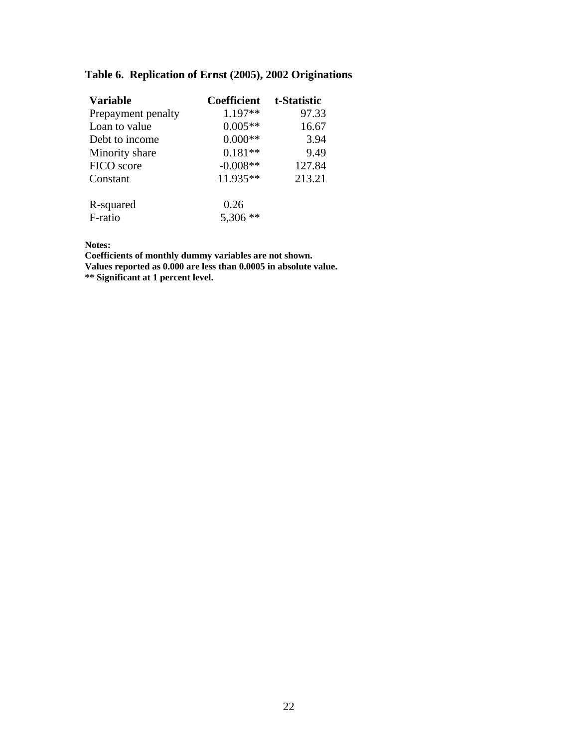**Table 6. Replication of Ernst (2005), 2002 Originations**

| Variable | Coefficient | t-Statistic |
|---|---|---|
| Prepayment penalty | 1.197** | 97.33 |
| Loan to value | 0.005** | 16.67 |
| Debt to income | 0.000** | 3.94 |
| Minority share | 0.181** | 9.49 |
| FICO score | -0.008** | 127.84 |
| Constant | 11.935** | 213.21 |
| | | |
| R-squared | 0.26 | |
| F-ratio | 5,306 ** | |

**Notes:**
**Coefficients of monthly dummy variables are not shown.**
**Values reported as 0.000 are less than 0.0005 in absolute value.**
**** Significant at 1 percent level.**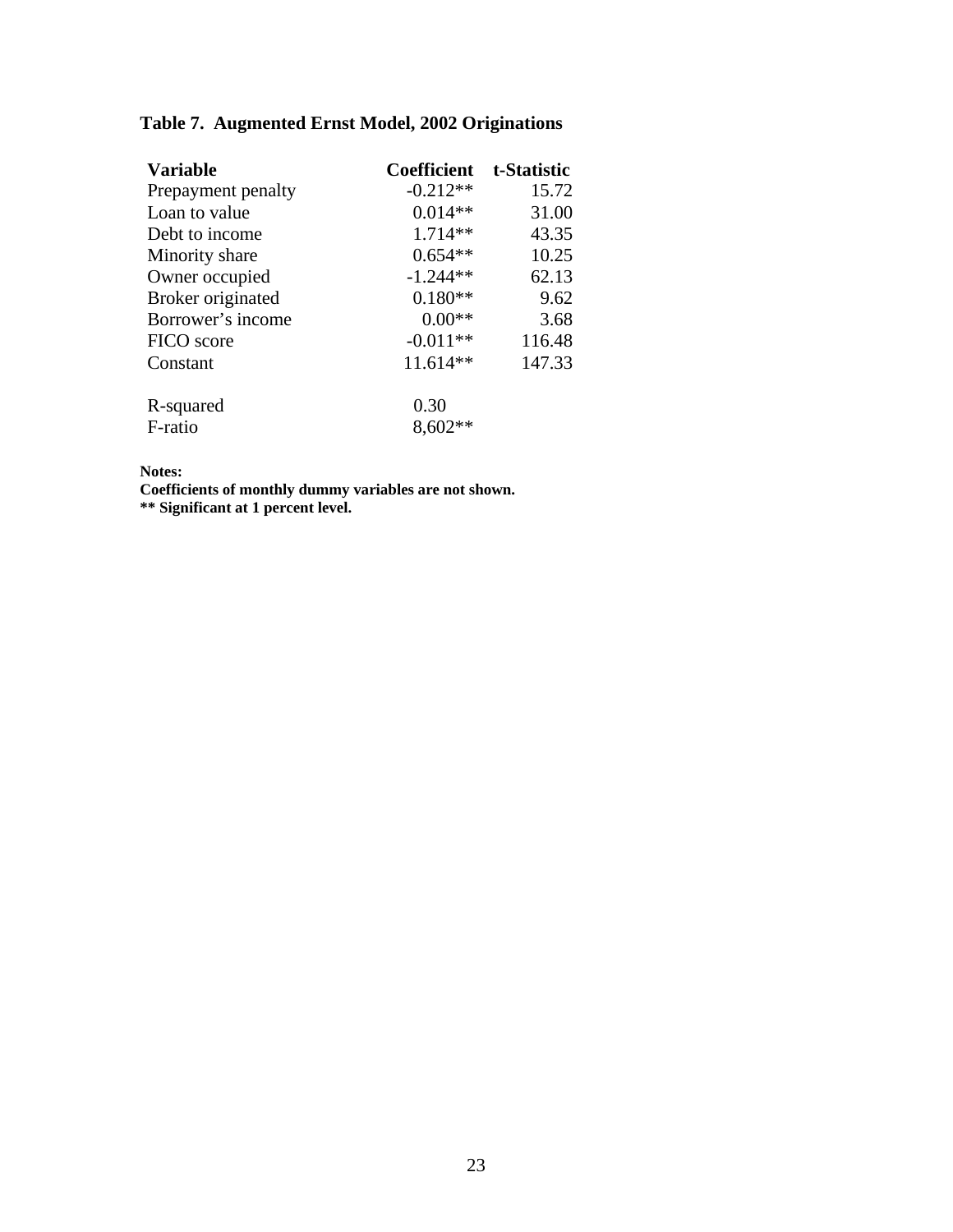**Table 7. Augmented Ernst Model, 2002 Originations**

| Variable | Coefficient | t-Statistic |
|---|---|---|
| Prepayment penalty | -0.212** | 15.72 |
| Loan to value | 0.014** | 31.00 |
| Debt to income | 1.714** | 43.35 |
| Minority share | 0.654** | 10.25 |
| Owner occupied | -1.244** | 62.13 |
| Broker originated | 0.180** | 9.62 |
| Borrower's income | 0.00** | 3.68 |
| FICO score | -0.011** | 116.48 |
| Constant | 11.614** | 147.33 |
| R-squared | 0.30 | |
| F-ratio | 8,602** | |

**Notes:**
**Coefficients of monthly dummy variables are not shown.**
**** Significant at 1 percent level.**